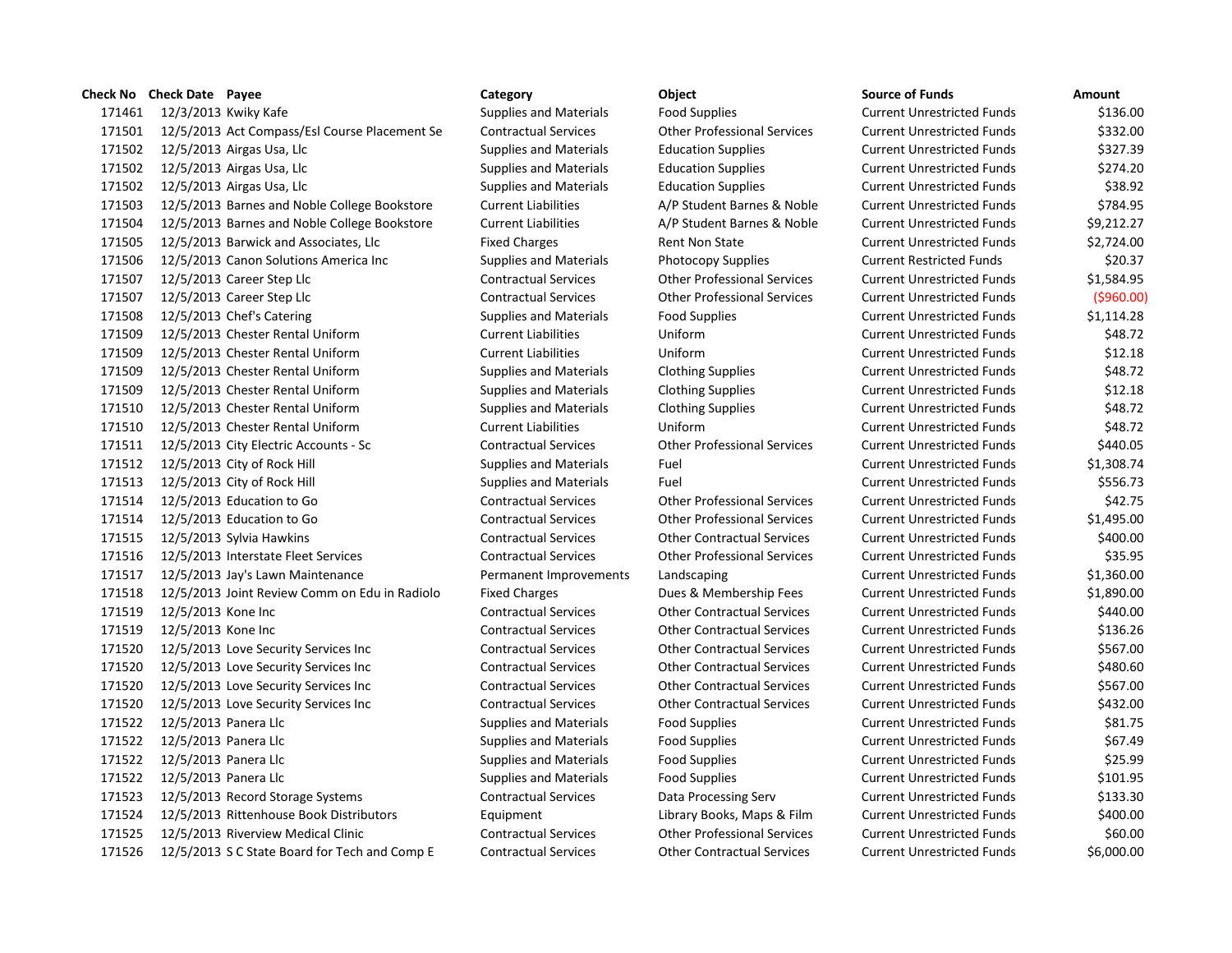| Check No | Check Date | Payee | Category | Object | Source of Funds | Amount |
|---|---|---|---|---|---|---|
| 171461 | 12/3/2013 | Kwiky Kafe | Supplies and Materials | Food Supplies | Current Unrestricted Funds | $136.00 |
| 171501 | 12/5/2013 | Act Compass/Esl Course Placement Se | Contractual Services | Other Professional Services | Current Unrestricted Funds | $332.00 |
| 171502 | 12/5/2013 | Airgas Usa, Llc | Supplies and Materials | Education Supplies | Current Unrestricted Funds | $327.39 |
| 171502 | 12/5/2013 | Airgas Usa, Llc | Supplies and Materials | Education Supplies | Current Unrestricted Funds | $274.20 |
| 171502 | 12/5/2013 | Airgas Usa, Llc | Supplies and Materials | Education Supplies | Current Unrestricted Funds | $38.92 |
| 171503 | 12/5/2013 | Barnes and Noble College Bookstore | Current Liabilities | A/P Student Barnes & Noble | Current Unrestricted Funds | $784.95 |
| 171504 | 12/5/2013 | Barnes and Noble College Bookstore | Current Liabilities | A/P Student Barnes & Noble | Current Unrestricted Funds | $9,212.27 |
| 171505 | 12/5/2013 | Barwick and Associates, Llc | Fixed Charges | Rent Non State | Current Unrestricted Funds | $2,724.00 |
| 171506 | 12/5/2013 | Canon Solutions America Inc | Supplies and Materials | Photocopy Supplies | Current Restricted Funds | $20.37 |
| 171507 | 12/5/2013 | Career Step Llc | Contractual Services | Other Professional Services | Current Unrestricted Funds | $1,584.95 |
| 171507 | 12/5/2013 | Career Step Llc | Contractual Services | Other Professional Services | Current Unrestricted Funds | ($960.00) |
| 171508 | 12/5/2013 | Chef's Catering | Supplies and Materials | Food Supplies | Current Unrestricted Funds | $1,114.28 |
| 171509 | 12/5/2013 | Chester Rental Uniform | Current Liabilities | Uniform | Current Unrestricted Funds | $48.72 |
| 171509 | 12/5/2013 | Chester Rental Uniform | Current Liabilities | Uniform | Current Unrestricted Funds | $12.18 |
| 171509 | 12/5/2013 | Chester Rental Uniform | Supplies and Materials | Clothing Supplies | Current Unrestricted Funds | $48.72 |
| 171509 | 12/5/2013 | Chester Rental Uniform | Supplies and Materials | Clothing Supplies | Current Unrestricted Funds | $12.18 |
| 171510 | 12/5/2013 | Chester Rental Uniform | Supplies and Materials | Clothing Supplies | Current Unrestricted Funds | $48.72 |
| 171510 | 12/5/2013 | Chester Rental Uniform | Current Liabilities | Uniform | Current Unrestricted Funds | $48.72 |
| 171511 | 12/5/2013 | City Electric Accounts - Sc | Contractual Services | Other Professional Services | Current Unrestricted Funds | $440.05 |
| 171512 | 12/5/2013 | City of Rock Hill | Supplies and Materials | Fuel | Current Unrestricted Funds | $1,308.74 |
| 171513 | 12/5/2013 | City of Rock Hill | Supplies and Materials | Fuel | Current Unrestricted Funds | $556.73 |
| 171514 | 12/5/2013 | Education to Go | Contractual Services | Other Professional Services | Current Unrestricted Funds | $42.75 |
| 171514 | 12/5/2013 | Education to Go | Contractual Services | Other Professional Services | Current Unrestricted Funds | $1,495.00 |
| 171515 | 12/5/2013 | Sylvia Hawkins | Contractual Services | Other Contractual Services | Current Unrestricted Funds | $400.00 |
| 171516 | 12/5/2013 | Interstate Fleet Services | Contractual Services | Other Professional Services | Current Unrestricted Funds | $35.95 |
| 171517 | 12/5/2013 | Jay's Lawn Maintenance | Permanent Improvements | Landscaping | Current Unrestricted Funds | $1,360.00 |
| 171518 | 12/5/2013 | Joint Review Comm on Edu in Radiolo | Fixed Charges | Dues & Membership Fees | Current Unrestricted Funds | $1,890.00 |
| 171519 | 12/5/2013 | Kone Inc | Contractual Services | Other Contractual Services | Current Unrestricted Funds | $440.00 |
| 171519 | 12/5/2013 | Kone Inc | Contractual Services | Other Contractual Services | Current Unrestricted Funds | $136.26 |
| 171520 | 12/5/2013 | Love Security Services Inc | Contractual Services | Other Contractual Services | Current Unrestricted Funds | $567.00 |
| 171520 | 12/5/2013 | Love Security Services Inc | Contractual Services | Other Contractual Services | Current Unrestricted Funds | $480.60 |
| 171520 | 12/5/2013 | Love Security Services Inc | Contractual Services | Other Contractual Services | Current Unrestricted Funds | $567.00 |
| 171520 | 12/5/2013 | Love Security Services Inc | Contractual Services | Other Contractual Services | Current Unrestricted Funds | $432.00 |
| 171522 | 12/5/2013 | Panera Llc | Supplies and Materials | Food Supplies | Current Unrestricted Funds | $81.75 |
| 171522 | 12/5/2013 | Panera Llc | Supplies and Materials | Food Supplies | Current Unrestricted Funds | $67.49 |
| 171522 | 12/5/2013 | Panera Llc | Supplies and Materials | Food Supplies | Current Unrestricted Funds | $25.99 |
| 171522 | 12/5/2013 | Panera Llc | Supplies and Materials | Food Supplies | Current Unrestricted Funds | $101.95 |
| 171523 | 12/5/2013 | Record Storage Systems | Contractual Services | Data Processing Serv | Current Unrestricted Funds | $133.30 |
| 171524 | 12/5/2013 | Rittenhouse Book Distributors | Equipment | Library Books, Maps & Film | Current Unrestricted Funds | $400.00 |
| 171525 | 12/5/2013 | Riverview Medical Clinic | Contractual Services | Other Professional Services | Current Unrestricted Funds | $60.00 |
| 171526 | 12/5/2013 | S C State Board for Tech and Comp E | Contractual Services | Other Contractual Services | Current Unrestricted Funds | $6,000.00 |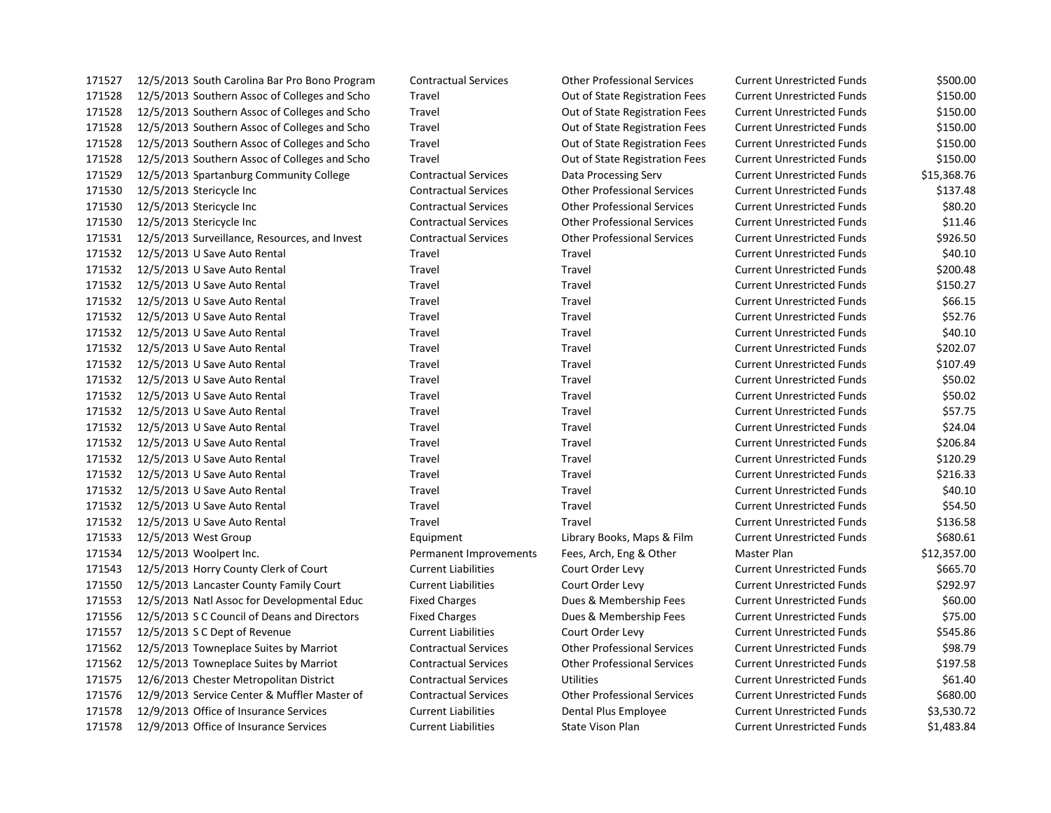| | | | | | | |
|---|---|---|---|---|---|---|
| 171527 | 12/5/2013 | South Carolina Bar Pro Bono Program | Contractual Services | Other Professional Services | Current Unrestricted Funds | $500.00 |
| 171528 | 12/5/2013 | Southern Assoc of Colleges and Scho | Travel | Out of State Registration Fees | Current Unrestricted Funds | $150.00 |
| 171528 | 12/5/2013 | Southern Assoc of Colleges and Scho | Travel | Out of State Registration Fees | Current Unrestricted Funds | $150.00 |
| 171528 | 12/5/2013 | Southern Assoc of Colleges and Scho | Travel | Out of State Registration Fees | Current Unrestricted Funds | $150.00 |
| 171528 | 12/5/2013 | Southern Assoc of Colleges and Scho | Travel | Out of State Registration Fees | Current Unrestricted Funds | $150.00 |
| 171528 | 12/5/2013 | Southern Assoc of Colleges and Scho | Travel | Out of State Registration Fees | Current Unrestricted Funds | $150.00 |
| 171529 | 12/5/2013 | Spartanburg Community College | Contractual Services | Data Processing Serv | Current Unrestricted Funds | $15,368.76 |
| 171530 | 12/5/2013 | Stericycle Inc | Contractual Services | Other Professional Services | Current Unrestricted Funds | $137.48 |
| 171530 | 12/5/2013 | Stericycle Inc | Contractual Services | Other Professional Services | Current Unrestricted Funds | $80.20 |
| 171530 | 12/5/2013 | Stericycle Inc | Contractual Services | Other Professional Services | Current Unrestricted Funds | $11.46 |
| 171531 | 12/5/2013 | Surveillance, Resources, and Invest | Contractual Services | Other Professional Services | Current Unrestricted Funds | $926.50 |
| 171532 | 12/5/2013 | U Save Auto Rental | Travel | Travel | Current Unrestricted Funds | $40.10 |
| 171532 | 12/5/2013 | U Save Auto Rental | Travel | Travel | Current Unrestricted Funds | $200.48 |
| 171532 | 12/5/2013 | U Save Auto Rental | Travel | Travel | Current Unrestricted Funds | $150.27 |
| 171532 | 12/5/2013 | U Save Auto Rental | Travel | Travel | Current Unrestricted Funds | $66.15 |
| 171532 | 12/5/2013 | U Save Auto Rental | Travel | Travel | Current Unrestricted Funds | $52.76 |
| 171532 | 12/5/2013 | U Save Auto Rental | Travel | Travel | Current Unrestricted Funds | $40.10 |
| 171532 | 12/5/2013 | U Save Auto Rental | Travel | Travel | Current Unrestricted Funds | $202.07 |
| 171532 | 12/5/2013 | U Save Auto Rental | Travel | Travel | Current Unrestricted Funds | $107.49 |
| 171532 | 12/5/2013 | U Save Auto Rental | Travel | Travel | Current Unrestricted Funds | $50.02 |
| 171532 | 12/5/2013 | U Save Auto Rental | Travel | Travel | Current Unrestricted Funds | $50.02 |
| 171532 | 12/5/2013 | U Save Auto Rental | Travel | Travel | Current Unrestricted Funds | $57.75 |
| 171532 | 12/5/2013 | U Save Auto Rental | Travel | Travel | Current Unrestricted Funds | $24.04 |
| 171532 | 12/5/2013 | U Save Auto Rental | Travel | Travel | Current Unrestricted Funds | $206.84 |
| 171532 | 12/5/2013 | U Save Auto Rental | Travel | Travel | Current Unrestricted Funds | $120.29 |
| 171532 | 12/5/2013 | U Save Auto Rental | Travel | Travel | Current Unrestricted Funds | $216.33 |
| 171532 | 12/5/2013 | U Save Auto Rental | Travel | Travel | Current Unrestricted Funds | $40.10 |
| 171532 | 12/5/2013 | U Save Auto Rental | Travel | Travel | Current Unrestricted Funds | $54.50 |
| 171532 | 12/5/2013 | U Save Auto Rental | Travel | Travel | Current Unrestricted Funds | $136.58 |
| 171533 | 12/5/2013 | West Group | Equipment | Library Books, Maps & Film | Current Unrestricted Funds | $680.61 |
| 171534 | 12/5/2013 | Woolpert Inc. | Permanent Improvements | Fees, Arch, Eng & Other | Master Plan | $12,357.00 |
| 171543 | 12/5/2013 | Horry County Clerk of Court | Current Liabilities | Court Order Levy | Current Unrestricted Funds | $665.70 |
| 171550 | 12/5/2013 | Lancaster County Family Court | Current Liabilities | Court Order Levy | Current Unrestricted Funds | $292.97 |
| 171553 | 12/5/2013 | Natl Assoc for Developmental Educ | Fixed Charges | Dues & Membership Fees | Current Unrestricted Funds | $60.00 |
| 171556 | 12/5/2013 | S C Council of Deans and Directors | Fixed Charges | Dues & Membership Fees | Current Unrestricted Funds | $75.00 |
| 171557 | 12/5/2013 | S C Dept of Revenue | Current Liabilities | Court Order Levy | Current Unrestricted Funds | $545.86 |
| 171562 | 12/5/2013 | Towneplace Suites by Marriot | Contractual Services | Other Professional Services | Current Unrestricted Funds | $98.79 |
| 171562 | 12/5/2013 | Towneplace Suites by Marriot | Contractual Services | Other Professional Services | Current Unrestricted Funds | $197.58 |
| 171575 | 12/6/2013 | Chester Metropolitan District | Contractual Services | Utilities | Current Unrestricted Funds | $61.40 |
| 171576 | 12/9/2013 | Service Center & Muffler Master of | Contractual Services | Other Professional Services | Current Unrestricted Funds | $680.00 |
| 171578 | 12/9/2013 | Office of Insurance Services | Current Liabilities | Dental Plus Employee | Current Unrestricted Funds | $3,530.72 |
| 171578 | 12/9/2013 | Office of Insurance Services | Current Liabilities | State Vison Plan | Current Unrestricted Funds | $1,483.84 |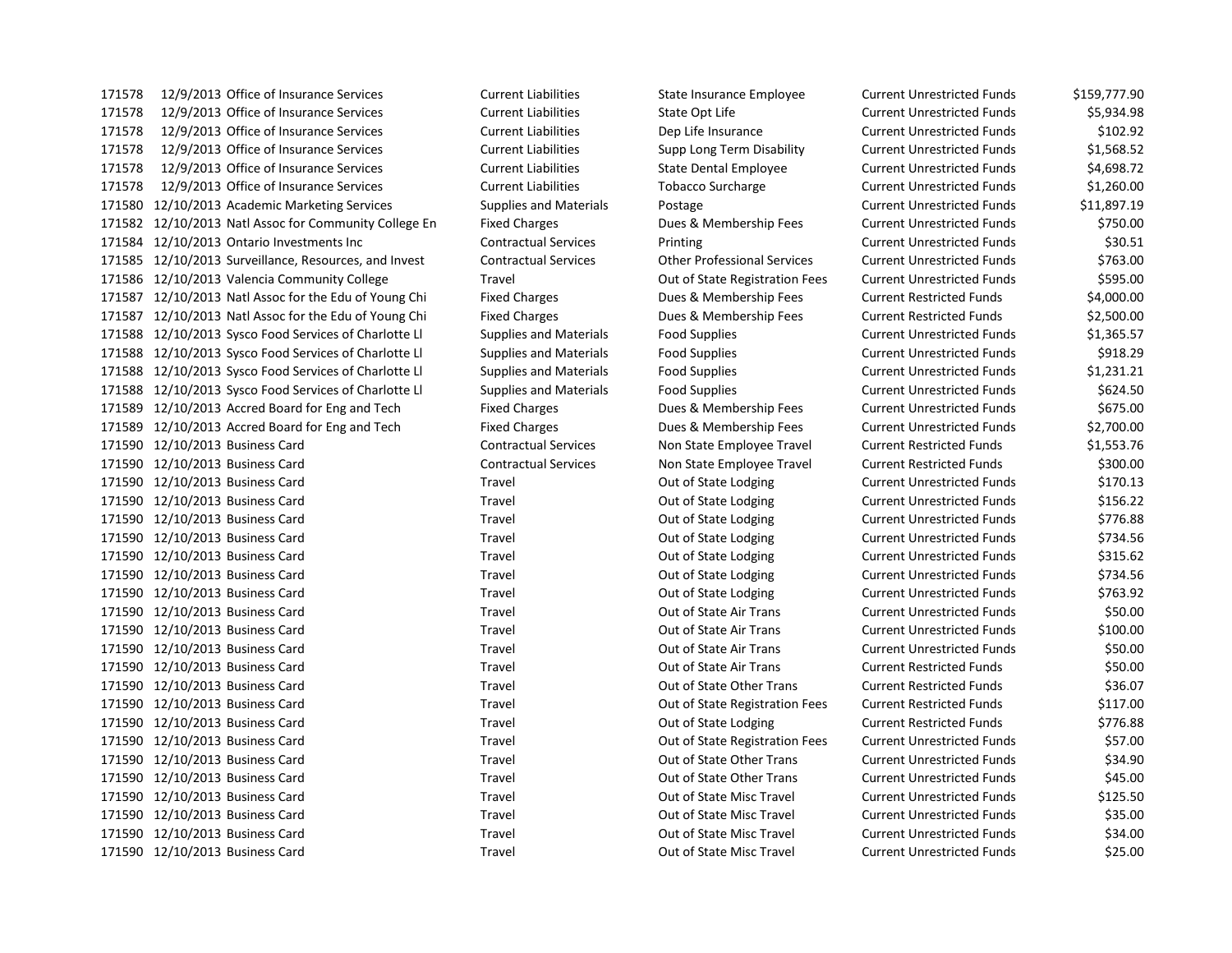| | | | | | | |
|---|---|---|---|---|---|---|
| 171578 | 12/9/2013 | Office of Insurance Services | Current Liabilities | State Insurance Employee | Current Unrestricted Funds | $159,777.90 |
| 171578 | 12/9/2013 | Office of Insurance Services | Current Liabilities | State Opt Life | Current Unrestricted Funds | $5,934.98 |
| 171578 | 12/9/2013 | Office of Insurance Services | Current Liabilities | Dep Life Insurance | Current Unrestricted Funds | $102.92 |
| 171578 | 12/9/2013 | Office of Insurance Services | Current Liabilities | Supp Long Term Disability | Current Unrestricted Funds | $1,568.52 |
| 171578 | 12/9/2013 | Office of Insurance Services | Current Liabilities | State Dental Employee | Current Unrestricted Funds | $4,698.72 |
| 171578 | 12/9/2013 | Office of Insurance Services | Current Liabilities | Tobacco Surcharge | Current Unrestricted Funds | $1,260.00 |
| 171580 | 12/10/2013 | Academic Marketing Services | Supplies and Materials | Postage | Current Unrestricted Funds | $11,897.19 |
| 171582 | 12/10/2013 | Natl Assoc for Community College En | Fixed Charges | Dues & Membership Fees | Current Unrestricted Funds | $750.00 |
| 171584 | 12/10/2013 | Ontario Investments Inc | Contractual Services | Printing | Current Unrestricted Funds | $30.51 |
| 171585 | 12/10/2013 | Surveillance, Resources, and Invest | Contractual Services | Other Professional Services | Current Unrestricted Funds | $763.00 |
| 171586 | 12/10/2013 | Valencia Community College | Travel | Out of State Registration Fees | Current Unrestricted Funds | $595.00 |
| 171587 | 12/10/2013 | Natl Assoc for the Edu of Young Chi | Fixed Charges | Dues & Membership Fees | Current Restricted Funds | $4,000.00 |
| 171587 | 12/10/2013 | Natl Assoc for the Edu of Young Chi | Fixed Charges | Dues & Membership Fees | Current Restricted Funds | $2,500.00 |
| 171588 | 12/10/2013 | Sysco Food Services of Charlotte Ll | Supplies and Materials | Food Supplies | Current Unrestricted Funds | $1,365.57 |
| 171588 | 12/10/2013 | Sysco Food Services of Charlotte Ll | Supplies and Materials | Food Supplies | Current Unrestricted Funds | $918.29 |
| 171588 | 12/10/2013 | Sysco Food Services of Charlotte Ll | Supplies and Materials | Food Supplies | Current Unrestricted Funds | $1,231.21 |
| 171588 | 12/10/2013 | Sysco Food Services of Charlotte Ll | Supplies and Materials | Food Supplies | Current Unrestricted Funds | $624.50 |
| 171589 | 12/10/2013 | Accred Board for Eng and Tech | Fixed Charges | Dues & Membership Fees | Current Unrestricted Funds | $675.00 |
| 171589 | 12/10/2013 | Accred Board for Eng and Tech | Fixed Charges | Dues & Membership Fees | Current Unrestricted Funds | $2,700.00 |
| 171590 | 12/10/2013 | Business Card | Contractual Services | Non State Employee Travel | Current Restricted Funds | $1,553.76 |
| 171590 | 12/10/2013 | Business Card | Contractual Services | Non State Employee Travel | Current Restricted Funds | $300.00 |
| 171590 | 12/10/2013 | Business Card | Travel | Out of State Lodging | Current Unrestricted Funds | $170.13 |
| 171590 | 12/10/2013 | Business Card | Travel | Out of State Lodging | Current Unrestricted Funds | $156.22 |
| 171590 | 12/10/2013 | Business Card | Travel | Out of State Lodging | Current Unrestricted Funds | $776.88 |
| 171590 | 12/10/2013 | Business Card | Travel | Out of State Lodging | Current Unrestricted Funds | $734.56 |
| 171590 | 12/10/2013 | Business Card | Travel | Out of State Lodging | Current Unrestricted Funds | $315.62 |
| 171590 | 12/10/2013 | Business Card | Travel | Out of State Lodging | Current Unrestricted Funds | $734.56 |
| 171590 | 12/10/2013 | Business Card | Travel | Out of State Lodging | Current Unrestricted Funds | $763.92 |
| 171590 | 12/10/2013 | Business Card | Travel | Out of State Air Trans | Current Unrestricted Funds | $50.00 |
| 171590 | 12/10/2013 | Business Card | Travel | Out of State Air Trans | Current Unrestricted Funds | $100.00 |
| 171590 | 12/10/2013 | Business Card | Travel | Out of State Air Trans | Current Unrestricted Funds | $50.00 |
| 171590 | 12/10/2013 | Business Card | Travel | Out of State Air Trans | Current Restricted Funds | $50.00 |
| 171590 | 12/10/2013 | Business Card | Travel | Out of State Other Trans | Current Restricted Funds | $36.07 |
| 171590 | 12/10/2013 | Business Card | Travel | Out of State Registration Fees | Current Restricted Funds | $117.00 |
| 171590 | 12/10/2013 | Business Card | Travel | Out of State Lodging | Current Restricted Funds | $776.88 |
| 171590 | 12/10/2013 | Business Card | Travel | Out of State Registration Fees | Current Unrestricted Funds | $57.00 |
| 171590 | 12/10/2013 | Business Card | Travel | Out of State Other Trans | Current Unrestricted Funds | $34.90 |
| 171590 | 12/10/2013 | Business Card | Travel | Out of State Other Trans | Current Unrestricted Funds | $45.00 |
| 171590 | 12/10/2013 | Business Card | Travel | Out of State Misc Travel | Current Unrestricted Funds | $125.50 |
| 171590 | 12/10/2013 | Business Card | Travel | Out of State Misc Travel | Current Unrestricted Funds | $35.00 |
| 171590 | 12/10/2013 | Business Card | Travel | Out of State Misc Travel | Current Unrestricted Funds | $34.00 |
| 171590 | 12/10/2013 | Business Card | Travel | Out of State Misc Travel | Current Unrestricted Funds | $25.00 |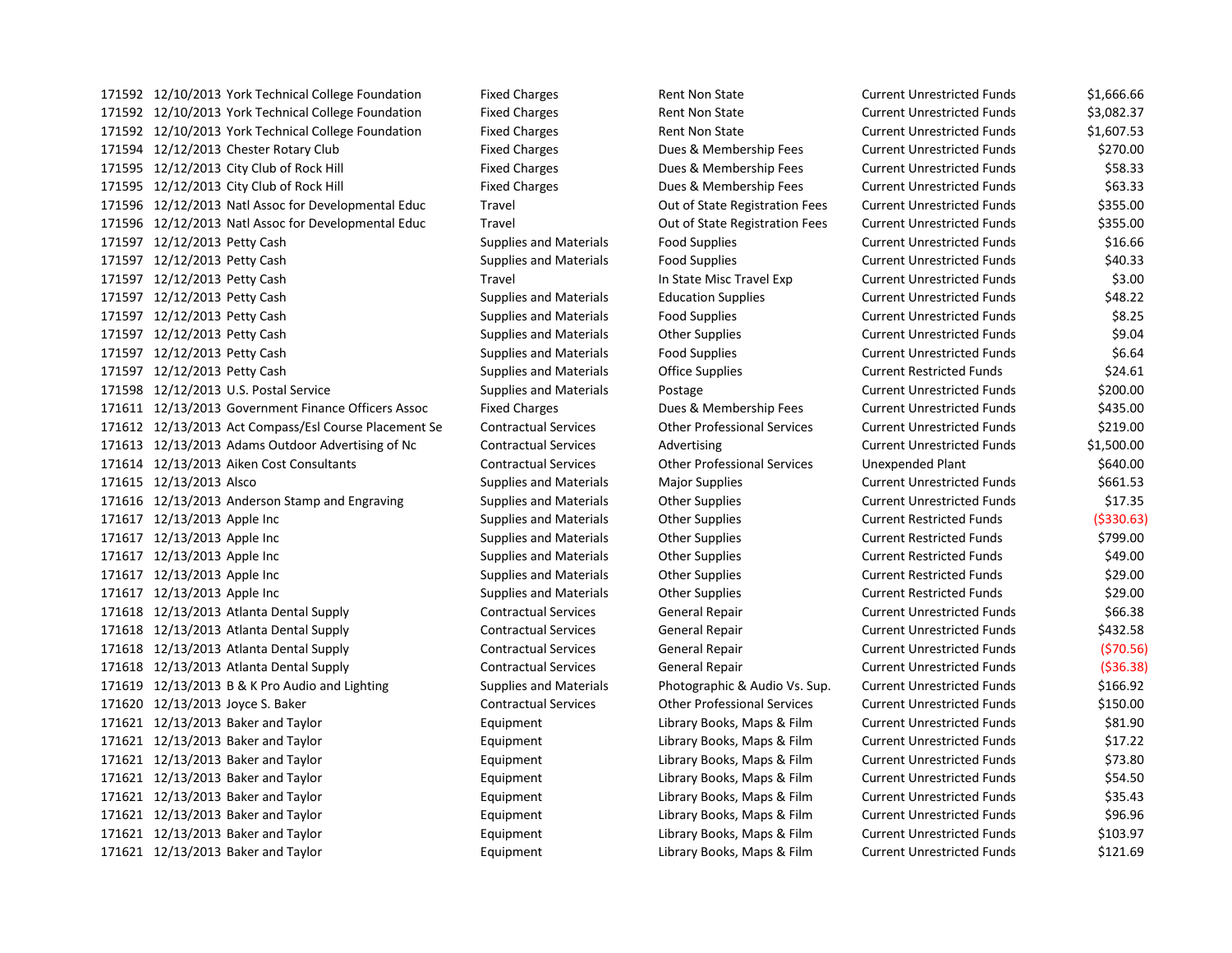| | | | | | | |
|---|---|---|---|---|---|---|
| 171592 | 12/10/2013 | York Technical College Foundation | Fixed Charges | Rent Non State | Current Unrestricted Funds | $1,666.66 |
| 171592 | 12/10/2013 | York Technical College Foundation | Fixed Charges | Rent Non State | Current Unrestricted Funds | $3,082.37 |
| 171592 | 12/10/2013 | York Technical College Foundation | Fixed Charges | Rent Non State | Current Unrestricted Funds | $1,607.53 |
| 171594 | 12/12/2013 | Chester Rotary Club | Fixed Charges | Dues & Membership Fees | Current Unrestricted Funds | $270.00 |
| 171595 | 12/12/2013 | City Club of Rock Hill | Fixed Charges | Dues & Membership Fees | Current Unrestricted Funds | $58.33 |
| 171595 | 12/12/2013 | City Club of Rock Hill | Fixed Charges | Dues & Membership Fees | Current Unrestricted Funds | $63.33 |
| 171596 | 12/12/2013 | Natl Assoc for Developmental Educ | Travel | Out of State Registration Fees | Current Unrestricted Funds | $355.00 |
| 171596 | 12/12/2013 | Natl Assoc for Developmental Educ | Travel | Out of State Registration Fees | Current Unrestricted Funds | $355.00 |
| 171597 | 12/12/2013 | Petty Cash | Supplies and Materials | Food Supplies | Current Unrestricted Funds | $16.66 |
| 171597 | 12/12/2013 | Petty Cash | Supplies and Materials | Food Supplies | Current Unrestricted Funds | $40.33 |
| 171597 | 12/12/2013 | Petty Cash | Travel | In State Misc Travel Exp | Current Unrestricted Funds | $3.00 |
| 171597 | 12/12/2013 | Petty Cash | Supplies and Materials | Education Supplies | Current Unrestricted Funds | $48.22 |
| 171597 | 12/12/2013 | Petty Cash | Supplies and Materials | Food Supplies | Current Unrestricted Funds | $8.25 |
| 171597 | 12/12/2013 | Petty Cash | Supplies and Materials | Other Supplies | Current Unrestricted Funds | $9.04 |
| 171597 | 12/12/2013 | Petty Cash | Supplies and Materials | Food Supplies | Current Unrestricted Funds | $6.64 |
| 171597 | 12/12/2013 | Petty Cash | Supplies and Materials | Office Supplies | Current Restricted Funds | $24.61 |
| 171598 | 12/12/2013 | U.S. Postal Service | Supplies and Materials | Postage | Current Unrestricted Funds | $200.00 |
| 171611 | 12/13/2013 | Government Finance Officers Assoc | Fixed Charges | Dues & Membership Fees | Current Unrestricted Funds | $435.00 |
| 171612 | 12/13/2013 | Act Compass/Esl Course Placement Se | Contractual Services | Other Professional Services | Current Unrestricted Funds | $219.00 |
| 171613 | 12/13/2013 | Adams Outdoor Advertising of Nc | Contractual Services | Advertising | Current Unrestricted Funds | $1,500.00 |
| 171614 | 12/13/2013 | Aiken Cost Consultants | Contractual Services | Other Professional Services | Unexpended Plant | $640.00 |
| 171615 | 12/13/2013 | Alsco | Supplies and Materials | Major Supplies | Current Unrestricted Funds | $661.53 |
| 171616 | 12/13/2013 | Anderson Stamp and Engraving | Supplies and Materials | Other Supplies | Current Unrestricted Funds | $17.35 |
| 171617 | 12/13/2013 | Apple Inc | Supplies and Materials | Other Supplies | Current Restricted Funds | ($330.63) |
| 171617 | 12/13/2013 | Apple Inc | Supplies and Materials | Other Supplies | Current Restricted Funds | $799.00 |
| 171617 | 12/13/2013 | Apple Inc | Supplies and Materials | Other Supplies | Current Restricted Funds | $49.00 |
| 171617 | 12/13/2013 | Apple Inc | Supplies and Materials | Other Supplies | Current Restricted Funds | $29.00 |
| 171617 | 12/13/2013 | Apple Inc | Supplies and Materials | Other Supplies | Current Restricted Funds | $29.00 |
| 171618 | 12/13/2013 | Atlanta Dental Supply | Contractual Services | General Repair | Current Unrestricted Funds | $66.38 |
| 171618 | 12/13/2013 | Atlanta Dental Supply | Contractual Services | General Repair | Current Unrestricted Funds | $432.58 |
| 171618 | 12/13/2013 | Atlanta Dental Supply | Contractual Services | General Repair | Current Unrestricted Funds | ($70.56) |
| 171618 | 12/13/2013 | Atlanta Dental Supply | Contractual Services | General Repair | Current Unrestricted Funds | ($36.38) |
| 171619 | 12/13/2013 | B & K Pro Audio and Lighting | Supplies and Materials | Photographic & Audio Vs. Sup. | Current Unrestricted Funds | $166.92 |
| 171620 | 12/13/2013 | Joyce S. Baker | Contractual Services | Other Professional Services | Current Unrestricted Funds | $150.00 |
| 171621 | 12/13/2013 | Baker and Taylor | Equipment | Library Books, Maps & Film | Current Unrestricted Funds | $81.90 |
| 171621 | 12/13/2013 | Baker and Taylor | Equipment | Library Books, Maps & Film | Current Unrestricted Funds | $17.22 |
| 171621 | 12/13/2013 | Baker and Taylor | Equipment | Library Books, Maps & Film | Current Unrestricted Funds | $73.80 |
| 171621 | 12/13/2013 | Baker and Taylor | Equipment | Library Books, Maps & Film | Current Unrestricted Funds | $54.50 |
| 171621 | 12/13/2013 | Baker and Taylor | Equipment | Library Books, Maps & Film | Current Unrestricted Funds | $35.43 |
| 171621 | 12/13/2013 | Baker and Taylor | Equipment | Library Books, Maps & Film | Current Unrestricted Funds | $96.96 |
| 171621 | 12/13/2013 | Baker and Taylor | Equipment | Library Books, Maps & Film | Current Unrestricted Funds | $103.97 |
| 171621 | 12/13/2013 | Baker and Taylor | Equipment | Library Books, Maps & Film | Current Unrestricted Funds | $121.69 |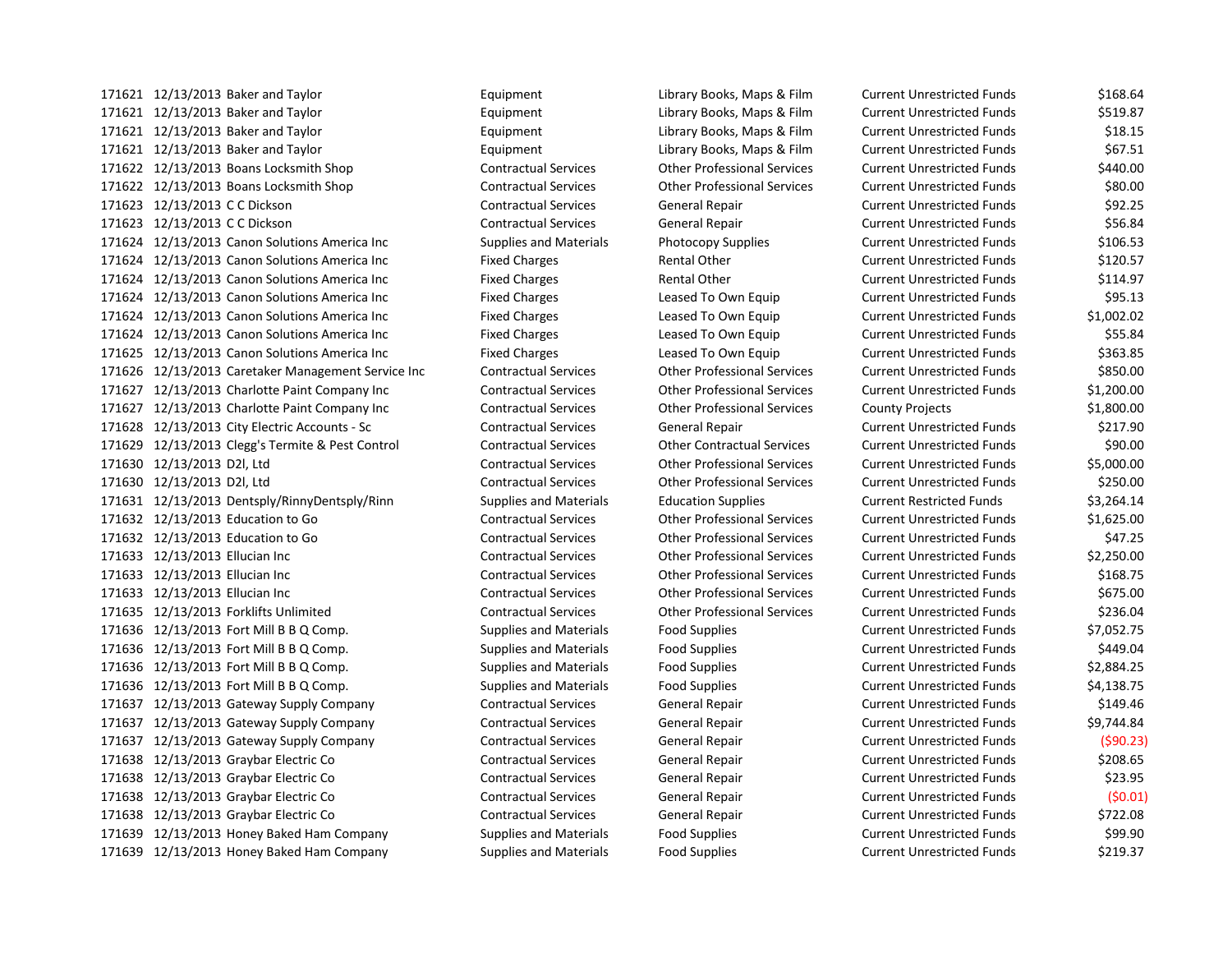| | | | | | | |
|---|---|---|---|---|---|---|
| 171621 | 12/13/2013 | Baker and Taylor | Equipment | Library Books, Maps & Film | Current Unrestricted Funds | $168.64 |
| 171621 | 12/13/2013 | Baker and Taylor | Equipment | Library Books, Maps & Film | Current Unrestricted Funds | $519.87 |
| 171621 | 12/13/2013 | Baker and Taylor | Equipment | Library Books, Maps & Film | Current Unrestricted Funds | $18.15 |
| 171621 | 12/13/2013 | Baker and Taylor | Equipment | Library Books, Maps & Film | Current Unrestricted Funds | $67.51 |
| 171622 | 12/13/2013 | Boans Locksmith Shop | Contractual Services | Other Professional Services | Current Unrestricted Funds | $440.00 |
| 171622 | 12/13/2013 | Boans Locksmith Shop | Contractual Services | Other Professional Services | Current Unrestricted Funds | $80.00 |
| 171623 | 12/13/2013 | C C Dickson | Contractual Services | General Repair | Current Unrestricted Funds | $92.25 |
| 171623 | 12/13/2013 | C C Dickson | Contractual Services | General Repair | Current Unrestricted Funds | $56.84 |
| 171624 | 12/13/2013 | Canon Solutions America Inc | Supplies and Materials | Photocopy Supplies | Current Unrestricted Funds | $106.53 |
| 171624 | 12/13/2013 | Canon Solutions America Inc | Fixed Charges | Rental Other | Current Unrestricted Funds | $120.57 |
| 171624 | 12/13/2013 | Canon Solutions America Inc | Fixed Charges | Rental Other | Current Unrestricted Funds | $114.97 |
| 171624 | 12/13/2013 | Canon Solutions America Inc | Fixed Charges | Leased To Own Equip | Current Unrestricted Funds | $95.13 |
| 171624 | 12/13/2013 | Canon Solutions America Inc | Fixed Charges | Leased To Own Equip | Current Unrestricted Funds | $1,002.02 |
| 171624 | 12/13/2013 | Canon Solutions America Inc | Fixed Charges | Leased To Own Equip | Current Unrestricted Funds | $55.84 |
| 171625 | 12/13/2013 | Canon Solutions America Inc | Fixed Charges | Leased To Own Equip | Current Unrestricted Funds | $363.85 |
| 171626 | 12/13/2013 | Caretaker Management Service Inc | Contractual Services | Other Professional Services | Current Unrestricted Funds | $850.00 |
| 171627 | 12/13/2013 | Charlotte Paint Company Inc | Contractual Services | Other Professional Services | Current Unrestricted Funds | $1,200.00 |
| 171627 | 12/13/2013 | Charlotte Paint Company Inc | Contractual Services | Other Professional Services | County Projects | $1,800.00 |
| 171628 | 12/13/2013 | City Electric Accounts - Sc | Contractual Services | General Repair | Current Unrestricted Funds | $217.90 |
| 171629 | 12/13/2013 | Clegg's Termite & Pest Control | Contractual Services | Other Contractual Services | Current Unrestricted Funds | $90.00 |
| 171630 | 12/13/2013 | D2l, Ltd | Contractual Services | Other Professional Services | Current Unrestricted Funds | $5,000.00 |
| 171630 | 12/13/2013 | D2l, Ltd | Contractual Services | Other Professional Services | Current Unrestricted Funds | $250.00 |
| 171631 | 12/13/2013 | Dentsply/RinnyDentsply/Rinn | Supplies and Materials | Education Supplies | Current Restricted Funds | $3,264.14 |
| 171632 | 12/13/2013 | Education to Go | Contractual Services | Other Professional Services | Current Unrestricted Funds | $1,625.00 |
| 171632 | 12/13/2013 | Education to Go | Contractual Services | Other Professional Services | Current Unrestricted Funds | $47.25 |
| 171633 | 12/13/2013 | Ellucian Inc | Contractual Services | Other Professional Services | Current Unrestricted Funds | $2,250.00 |
| 171633 | 12/13/2013 | Ellucian Inc | Contractual Services | Other Professional Services | Current Unrestricted Funds | $168.75 |
| 171633 | 12/13/2013 | Ellucian Inc | Contractual Services | Other Professional Services | Current Unrestricted Funds | $675.00 |
| 171635 | 12/13/2013 | Forklifts Unlimited | Contractual Services | Other Professional Services | Current Unrestricted Funds | $236.04 |
| 171636 | 12/13/2013 | Fort Mill B B Q Comp. | Supplies and Materials | Food Supplies | Current Unrestricted Funds | $7,052.75 |
| 171636 | 12/13/2013 | Fort Mill B B Q Comp. | Supplies and Materials | Food Supplies | Current Unrestricted Funds | $449.04 |
| 171636 | 12/13/2013 | Fort Mill B B Q Comp. | Supplies and Materials | Food Supplies | Current Unrestricted Funds | $2,884.25 |
| 171636 | 12/13/2013 | Fort Mill B B Q Comp. | Supplies and Materials | Food Supplies | Current Unrestricted Funds | $4,138.75 |
| 171637 | 12/13/2013 | Gateway Supply Company | Contractual Services | General Repair | Current Unrestricted Funds | $149.46 |
| 171637 | 12/13/2013 | Gateway Supply Company | Contractual Services | General Repair | Current Unrestricted Funds | $9,744.84 |
| 171637 | 12/13/2013 | Gateway Supply Company | Contractual Services | General Repair | Current Unrestricted Funds | ($90.23) |
| 171638 | 12/13/2013 | Graybar Electric Co | Contractual Services | General Repair | Current Unrestricted Funds | $208.65 |
| 171638 | 12/13/2013 | Graybar Electric Co | Contractual Services | General Repair | Current Unrestricted Funds | $23.95 |
| 171638 | 12/13/2013 | Graybar Electric Co | Contractual Services | General Repair | Current Unrestricted Funds | ($0.01) |
| 171638 | 12/13/2013 | Graybar Electric Co | Contractual Services | General Repair | Current Unrestricted Funds | $722.08 |
| 171639 | 12/13/2013 | Honey Baked Ham Company | Supplies and Materials | Food Supplies | Current Unrestricted Funds | $99.90 |
| 171639 | 12/13/2013 | Honey Baked Ham Company | Supplies and Materials | Food Supplies | Current Unrestricted Funds | $219.37 |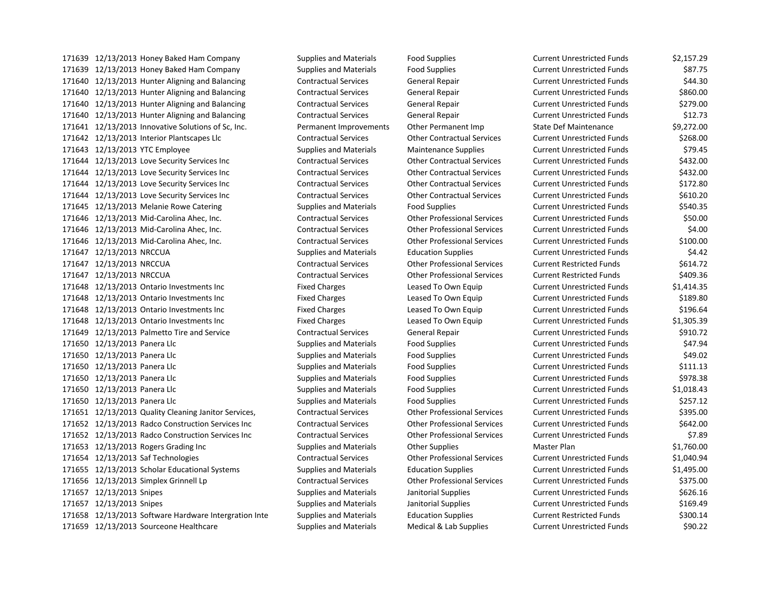| | | | | | | |
|---|---|---|---|---|---|---|
| 171639 | 12/13/2013 | Honey Baked Ham Company | Supplies and Materials | Food Supplies | Current Unrestricted Funds | $2,157.29 |
| 171639 | 12/13/2013 | Honey Baked Ham Company | Supplies and Materials | Food Supplies | Current Unrestricted Funds | $87.75 |
| 171640 | 12/13/2013 | Hunter Aligning and Balancing | Contractual Services | General Repair | Current Unrestricted Funds | $44.30 |
| 171640 | 12/13/2013 | Hunter Aligning and Balancing | Contractual Services | General Repair | Current Unrestricted Funds | $860.00 |
| 171640 | 12/13/2013 | Hunter Aligning and Balancing | Contractual Services | General Repair | Current Unrestricted Funds | $279.00 |
| 171640 | 12/13/2013 | Hunter Aligning and Balancing | Contractual Services | General Repair | Current Unrestricted Funds | $12.73 |
| 171641 | 12/13/2013 | Innovative Solutions of Sc, Inc. | Permanent Improvements | Other Permanent Imp | State Def Maintenance | $9,272.00 |
| 171642 | 12/13/2013 | Interior Plantscapes Llc | Contractual Services | Other Contractual Services | Current Unrestricted Funds | $268.00 |
| 171643 | 12/13/2013 | YTC Employee | Supplies and Materials | Maintenance Supplies | Current Unrestricted Funds | $79.45 |
| 171644 | 12/13/2013 | Love Security Services Inc | Contractual Services | Other Contractual Services | Current Unrestricted Funds | $432.00 |
| 171644 | 12/13/2013 | Love Security Services Inc | Contractual Services | Other Contractual Services | Current Unrestricted Funds | $432.00 |
| 171644 | 12/13/2013 | Love Security Services Inc | Contractual Services | Other Contractual Services | Current Unrestricted Funds | $172.80 |
| 171644 | 12/13/2013 | Love Security Services Inc | Contractual Services | Other Contractual Services | Current Unrestricted Funds | $610.20 |
| 171645 | 12/13/2013 | Melanie Rowe Catering | Supplies and Materials | Food Supplies | Current Unrestricted Funds | $540.35 |
| 171646 | 12/13/2013 | Mid-Carolina Ahec, Inc. | Contractual Services | Other Professional Services | Current Unrestricted Funds | $50.00 |
| 171646 | 12/13/2013 | Mid-Carolina Ahec, Inc. | Contractual Services | Other Professional Services | Current Unrestricted Funds | $4.00 |
| 171646 | 12/13/2013 | Mid-Carolina Ahec, Inc. | Contractual Services | Other Professional Services | Current Unrestricted Funds | $100.00 |
| 171647 | 12/13/2013 | NRCCUA | Supplies and Materials | Education Supplies | Current Unrestricted Funds | $4.42 |
| 171647 | 12/13/2013 | NRCCUA | Contractual Services | Other Professional Services | Current Restricted Funds | $614.72 |
| 171647 | 12/13/2013 | NRCCUA | Contractual Services | Other Professional Services | Current Restricted Funds | $409.36 |
| 171648 | 12/13/2013 | Ontario Investments Inc | Fixed Charges | Leased To Own Equip | Current Unrestricted Funds | $1,414.35 |
| 171648 | 12/13/2013 | Ontario Investments Inc | Fixed Charges | Leased To Own Equip | Current Unrestricted Funds | $189.80 |
| 171648 | 12/13/2013 | Ontario Investments Inc | Fixed Charges | Leased To Own Equip | Current Unrestricted Funds | $196.64 |
| 171648 | 12/13/2013 | Ontario Investments Inc | Fixed Charges | Leased To Own Equip | Current Unrestricted Funds | $1,305.39 |
| 171649 | 12/13/2013 | Palmetto Tire and Service | Contractual Services | General Repair | Current Unrestricted Funds | $910.72 |
| 171650 | 12/13/2013 | Panera Llc | Supplies and Materials | Food Supplies | Current Unrestricted Funds | $47.94 |
| 171650 | 12/13/2013 | Panera Llc | Supplies and Materials | Food Supplies | Current Unrestricted Funds | $49.02 |
| 171650 | 12/13/2013 | Panera Llc | Supplies and Materials | Food Supplies | Current Unrestricted Funds | $111.13 |
| 171650 | 12/13/2013 | Panera Llc | Supplies and Materials | Food Supplies | Current Unrestricted Funds | $978.38 |
| 171650 | 12/13/2013 | Panera Llc | Supplies and Materials | Food Supplies | Current Unrestricted Funds | $1,018.43 |
| 171650 | 12/13/2013 | Panera Llc | Supplies and Materials | Food Supplies | Current Unrestricted Funds | $257.12 |
| 171651 | 12/13/2013 | Quality Cleaning Janitor Services, | Contractual Services | Other Professional Services | Current Unrestricted Funds | $395.00 |
| 171652 | 12/13/2013 | Radco Construction Services Inc | Contractual Services | Other Professional Services | Current Unrestricted Funds | $642.00 |
| 171652 | 12/13/2013 | Radco Construction Services Inc | Contractual Services | Other Professional Services | Current Unrestricted Funds | $7.89 |
| 171653 | 12/13/2013 | Rogers Grading Inc | Supplies and Materials | Other Supplies | Master Plan | $1,760.00 |
| 171654 | 12/13/2013 | Saf Technologies | Contractual Services | Other Professional Services | Current Unrestricted Funds | $1,040.94 |
| 171655 | 12/13/2013 | Scholar Educational Systems | Supplies and Materials | Education Supplies | Current Unrestricted Funds | $1,495.00 |
| 171656 | 12/13/2013 | Simplex Grinnell Lp | Contractual Services | Other Professional Services | Current Unrestricted Funds | $375.00 |
| 171657 | 12/13/2013 | Snipes | Supplies and Materials | Janitorial Supplies | Current Unrestricted Funds | $626.16 |
| 171657 | 12/13/2013 | Snipes | Supplies and Materials | Janitorial Supplies | Current Unrestricted Funds | $169.49 |
| 171658 | 12/13/2013 | Software Hardware Intergration Inte | Supplies and Materials | Education Supplies | Current Restricted Funds | $300.14 |
| 171659 | 12/13/2013 | Sourceone Healthcare | Supplies and Materials | Medical & Lab Supplies | Current Unrestricted Funds | $90.22 |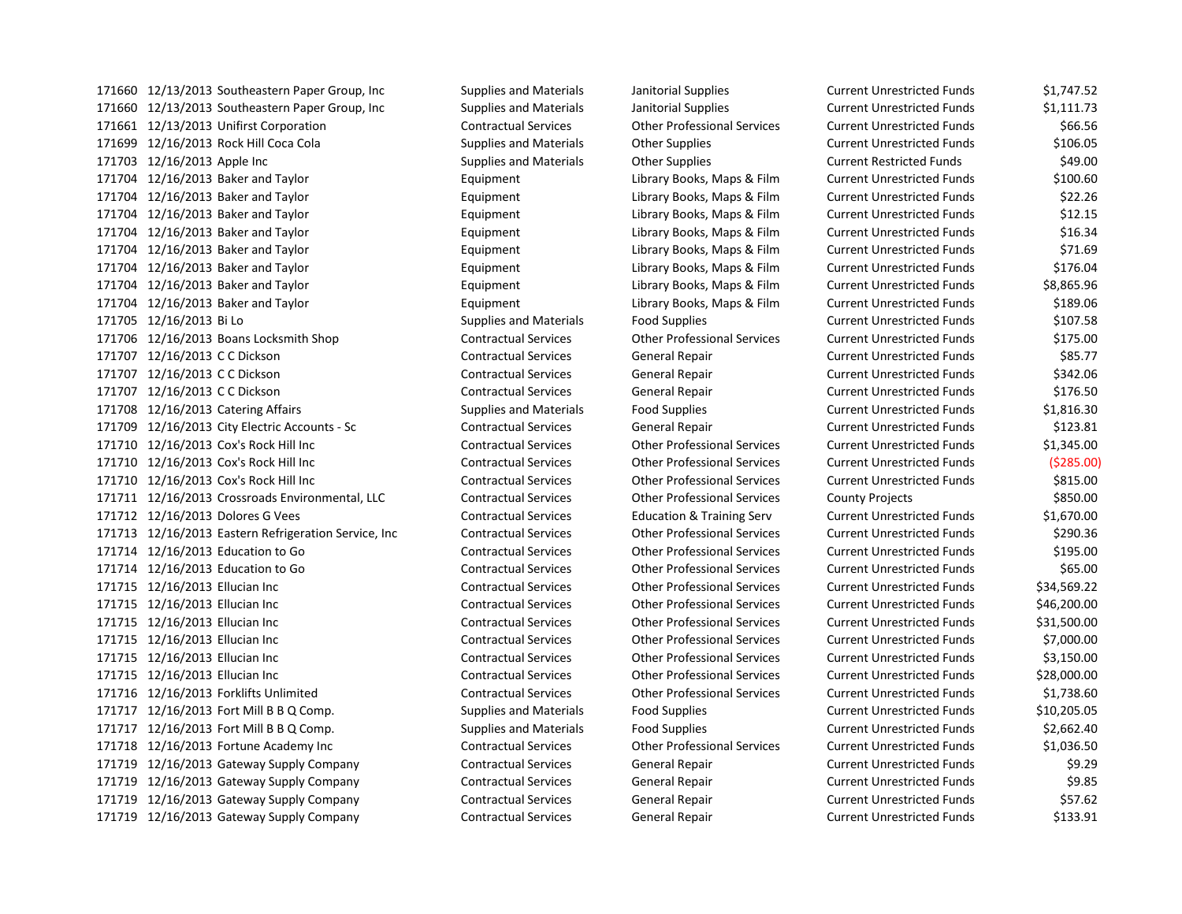| | | | | | | |
|---|---|---|---|---|---|---|
| 171660 | 12/13/2013 | Southeastern Paper Group, Inc | Supplies and Materials | Janitorial Supplies | Current Unrestricted Funds | $1,747.52 |
| 171660 | 12/13/2013 | Southeastern Paper Group, Inc | Supplies and Materials | Janitorial Supplies | Current Unrestricted Funds | $1,111.73 |
| 171661 | 12/13/2013 | Unifirst Corporation | Contractual Services | Other Professional Services | Current Unrestricted Funds | $66.56 |
| 171699 | 12/16/2013 | Rock Hill Coca Cola | Supplies and Materials | Other Supplies | Current Unrestricted Funds | $106.05 |
| 171703 | 12/16/2013 | Apple Inc | Supplies and Materials | Other Supplies | Current Restricted Funds | $49.00 |
| 171704 | 12/16/2013 | Baker and Taylor | Equipment | Library Books, Maps & Film | Current Unrestricted Funds | $100.60 |
| 171704 | 12/16/2013 | Baker and Taylor | Equipment | Library Books, Maps & Film | Current Unrestricted Funds | $22.26 |
| 171704 | 12/16/2013 | Baker and Taylor | Equipment | Library Books, Maps & Film | Current Unrestricted Funds | $12.15 |
| 171704 | 12/16/2013 | Baker and Taylor | Equipment | Library Books, Maps & Film | Current Unrestricted Funds | $16.34 |
| 171704 | 12/16/2013 | Baker and Taylor | Equipment | Library Books, Maps & Film | Current Unrestricted Funds | $71.69 |
| 171704 | 12/16/2013 | Baker and Taylor | Equipment | Library Books, Maps & Film | Current Unrestricted Funds | $176.04 |
| 171704 | 12/16/2013 | Baker and Taylor | Equipment | Library Books, Maps & Film | Current Unrestricted Funds | $8,865.96 |
| 171704 | 12/16/2013 | Baker and Taylor | Equipment | Library Books, Maps & Film | Current Unrestricted Funds | $189.06 |
| 171705 | 12/16/2013 | Bi Lo | Supplies and Materials | Food Supplies | Current Unrestricted Funds | $107.58 |
| 171706 | 12/16/2013 | Boans Locksmith Shop | Contractual Services | Other Professional Services | Current Unrestricted Funds | $175.00 |
| 171707 | 12/16/2013 | C C Dickson | Contractual Services | General Repair | Current Unrestricted Funds | $85.77 |
| 171707 | 12/16/2013 | C C Dickson | Contractual Services | General Repair | Current Unrestricted Funds | $342.06 |
| 171707 | 12/16/2013 | C C Dickson | Contractual Services | General Repair | Current Unrestricted Funds | $176.50 |
| 171708 | 12/16/2013 | Catering Affairs | Supplies and Materials | Food Supplies | Current Unrestricted Funds | $1,816.30 |
| 171709 | 12/16/2013 | City Electric Accounts - Sc | Contractual Services | General Repair | Current Unrestricted Funds | $123.81 |
| 171710 | 12/16/2013 | Cox's Rock Hill Inc | Contractual Services | Other Professional Services | Current Unrestricted Funds | $1,345.00 |
| 171710 | 12/16/2013 | Cox's Rock Hill Inc | Contractual Services | Other Professional Services | Current Unrestricted Funds | ($285.00) |
| 171710 | 12/16/2013 | Cox's Rock Hill Inc | Contractual Services | Other Professional Services | Current Unrestricted Funds | $815.00 |
| 171711 | 12/16/2013 | Crossroads Environmental, LLC | Contractual Services | Other Professional Services | County Projects | $850.00 |
| 171712 | 12/16/2013 | Dolores G Vees | Contractual Services | Education & Training Serv | Current Unrestricted Funds | $1,670.00 |
| 171713 | 12/16/2013 | Eastern Refrigeration Service, Inc | Contractual Services | Other Professional Services | Current Unrestricted Funds | $290.36 |
| 171714 | 12/16/2013 | Education to Go | Contractual Services | Other Professional Services | Current Unrestricted Funds | $195.00 |
| 171714 | 12/16/2013 | Education to Go | Contractual Services | Other Professional Services | Current Unrestricted Funds | $65.00 |
| 171715 | 12/16/2013 | Ellucian Inc | Contractual Services | Other Professional Services | Current Unrestricted Funds | $34,569.22 |
| 171715 | 12/16/2013 | Ellucian Inc | Contractual Services | Other Professional Services | Current Unrestricted Funds | $46,200.00 |
| 171715 | 12/16/2013 | Ellucian Inc | Contractual Services | Other Professional Services | Current Unrestricted Funds | $31,500.00 |
| 171715 | 12/16/2013 | Ellucian Inc | Contractual Services | Other Professional Services | Current Unrestricted Funds | $7,000.00 |
| 171715 | 12/16/2013 | Ellucian Inc | Contractual Services | Other Professional Services | Current Unrestricted Funds | $3,150.00 |
| 171715 | 12/16/2013 | Ellucian Inc | Contractual Services | Other Professional Services | Current Unrestricted Funds | $28,000.00 |
| 171716 | 12/16/2013 | Forklifts Unlimited | Contractual Services | Other Professional Services | Current Unrestricted Funds | $1,738.60 |
| 171717 | 12/16/2013 | Fort Mill B B Q Comp. | Supplies and Materials | Food Supplies | Current Unrestricted Funds | $10,205.05 |
| 171717 | 12/16/2013 | Fort Mill B B Q Comp. | Supplies and Materials | Food Supplies | Current Unrestricted Funds | $2,662.40 |
| 171718 | 12/16/2013 | Fortune Academy Inc | Contractual Services | Other Professional Services | Current Unrestricted Funds | $1,036.50 |
| 171719 | 12/16/2013 | Gateway Supply Company | Contractual Services | General Repair | Current Unrestricted Funds | $9.29 |
| 171719 | 12/16/2013 | Gateway Supply Company | Contractual Services | General Repair | Current Unrestricted Funds | $9.85 |
| 171719 | 12/16/2013 | Gateway Supply Company | Contractual Services | General Repair | Current Unrestricted Funds | $57.62 |
| 171719 | 12/16/2013 | Gateway Supply Company | Contractual Services | General Repair | Current Unrestricted Funds | $133.91 |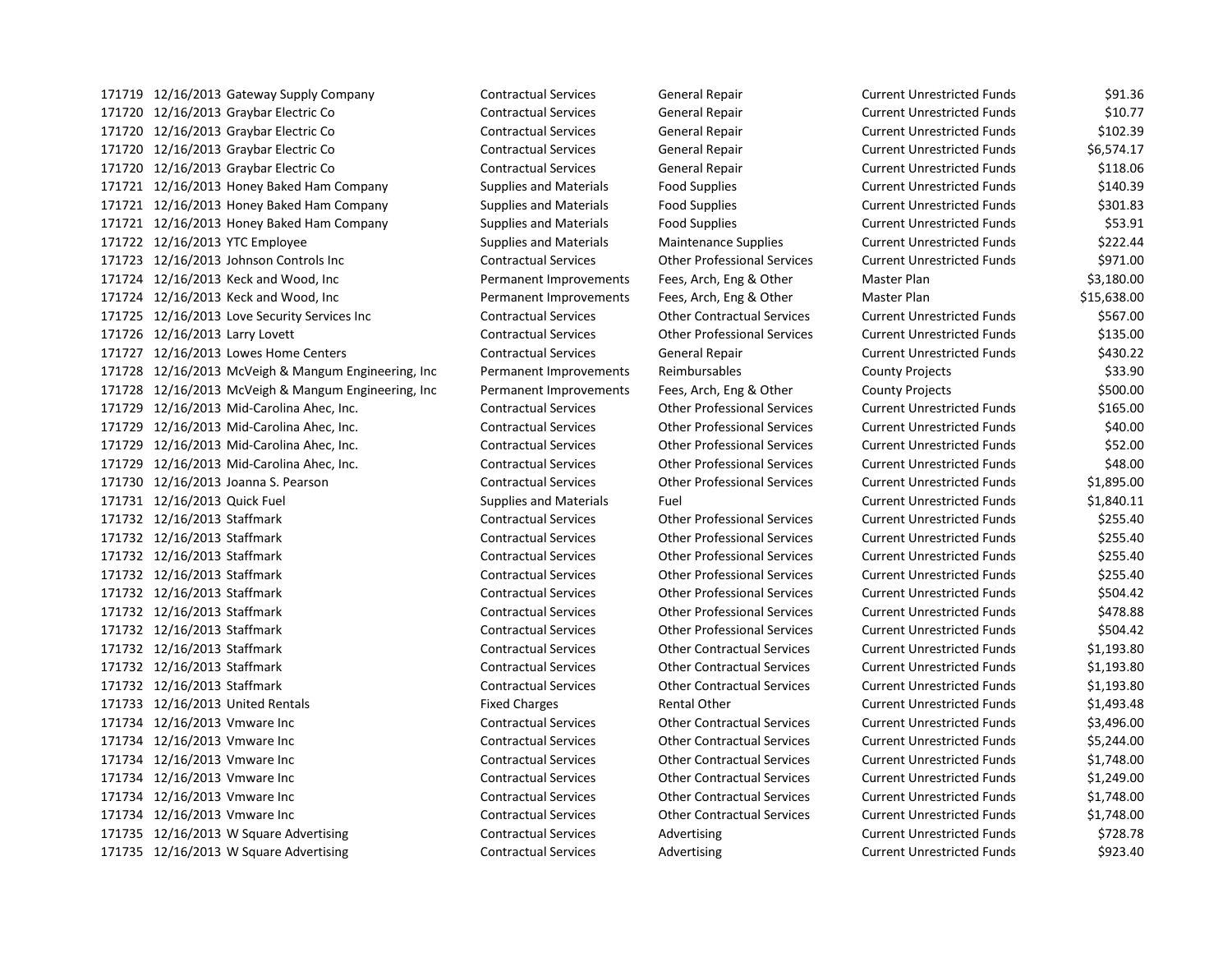| | | | | | | | |
|---|---|---|---|---|---|---|---|
| 171719 | 12/16/2013 | Gateway Supply Company | Contractual Services | General Repair | Current Unrestricted Funds | $91.36 |
| 171720 | 12/16/2013 | Graybar Electric Co | Contractual Services | General Repair | Current Unrestricted Funds | $10.77 |
| 171720 | 12/16/2013 | Graybar Electric Co | Contractual Services | General Repair | Current Unrestricted Funds | $102.39 |
| 171720 | 12/16/2013 | Graybar Electric Co | Contractual Services | General Repair | Current Unrestricted Funds | $6,574.17 |
| 171720 | 12/16/2013 | Graybar Electric Co | Contractual Services | General Repair | Current Unrestricted Funds | $118.06 |
| 171721 | 12/16/2013 | Honey Baked Ham Company | Supplies and Materials | Food Supplies | Current Unrestricted Funds | $140.39 |
| 171721 | 12/16/2013 | Honey Baked Ham Company | Supplies and Materials | Food Supplies | Current Unrestricted Funds | $301.83 |
| 171721 | 12/16/2013 | Honey Baked Ham Company | Supplies and Materials | Food Supplies | Current Unrestricted Funds | $53.91 |
| 171722 | 12/16/2013 | YTC Employee | Supplies and Materials | Maintenance Supplies | Current Unrestricted Funds | $222.44 |
| 171723 | 12/16/2013 | Johnson Controls Inc | Contractual Services | Other Professional Services | Current Unrestricted Funds | $971.00 |
| 171724 | 12/16/2013 | Keck and Wood, Inc | Permanent Improvements | Fees, Arch, Eng & Other | Master Plan | $3,180.00 |
| 171724 | 12/16/2013 | Keck and Wood, Inc | Permanent Improvements | Fees, Arch, Eng & Other | Master Plan | $15,638.00 |
| 171725 | 12/16/2013 | Love Security Services Inc | Contractual Services | Other Contractual Services | Current Unrestricted Funds | $567.00 |
| 171726 | 12/16/2013 | Larry Lovett | Contractual Services | Other Professional Services | Current Unrestricted Funds | $135.00 |
| 171727 | 12/16/2013 | Lowes Home Centers | Contractual Services | General Repair | Current Unrestricted Funds | $430.22 |
| 171728 | 12/16/2013 | McVeigh & Mangum Engineering, Inc | Permanent Improvements | Reimbursables | County Projects | $33.90 |
| 171728 | 12/16/2013 | McVeigh & Mangum Engineering, Inc | Permanent Improvements | Fees, Arch, Eng & Other | County Projects | $500.00 |
| 171729 | 12/16/2013 | Mid-Carolina Ahec, Inc. | Contractual Services | Other Professional Services | Current Unrestricted Funds | $165.00 |
| 171729 | 12/16/2013 | Mid-Carolina Ahec, Inc. | Contractual Services | Other Professional Services | Current Unrestricted Funds | $40.00 |
| 171729 | 12/16/2013 | Mid-Carolina Ahec, Inc. | Contractual Services | Other Professional Services | Current Unrestricted Funds | $52.00 |
| 171729 | 12/16/2013 | Mid-Carolina Ahec, Inc. | Contractual Services | Other Professional Services | Current Unrestricted Funds | $48.00 |
| 171730 | 12/16/2013 | Joanna S. Pearson | Contractual Services | Other Professional Services | Current Unrestricted Funds | $1,895.00 |
| 171731 | 12/16/2013 | Quick Fuel | Supplies and Materials | Fuel | Current Unrestricted Funds | $1,840.11 |
| 171732 | 12/16/2013 | Staffmark | Contractual Services | Other Professional Services | Current Unrestricted Funds | $255.40 |
| 171732 | 12/16/2013 | Staffmark | Contractual Services | Other Professional Services | Current Unrestricted Funds | $255.40 |
| 171732 | 12/16/2013 | Staffmark | Contractual Services | Other Professional Services | Current Unrestricted Funds | $255.40 |
| 171732 | 12/16/2013 | Staffmark | Contractual Services | Other Professional Services | Current Unrestricted Funds | $255.40 |
| 171732 | 12/16/2013 | Staffmark | Contractual Services | Other Professional Services | Current Unrestricted Funds | $504.42 |
| 171732 | 12/16/2013 | Staffmark | Contractual Services | Other Professional Services | Current Unrestricted Funds | $478.88 |
| 171732 | 12/16/2013 | Staffmark | Contractual Services | Other Professional Services | Current Unrestricted Funds | $504.42 |
| 171732 | 12/16/2013 | Staffmark | Contractual Services | Other Contractual Services | Current Unrestricted Funds | $1,193.80 |
| 171732 | 12/16/2013 | Staffmark | Contractual Services | Other Contractual Services | Current Unrestricted Funds | $1,193.80 |
| 171732 | 12/16/2013 | Staffmark | Contractual Services | Other Contractual Services | Current Unrestricted Funds | $1,193.80 |
| 171733 | 12/16/2013 | United Rentals | Fixed Charges | Rental Other | Current Unrestricted Funds | $1,493.48 |
| 171734 | 12/16/2013 | Vmware Inc | Contractual Services | Other Contractual Services | Current Unrestricted Funds | $3,496.00 |
| 171734 | 12/16/2013 | Vmware Inc | Contractual Services | Other Contractual Services | Current Unrestricted Funds | $5,244.00 |
| 171734 | 12/16/2013 | Vmware Inc | Contractual Services | Other Contractual Services | Current Unrestricted Funds | $1,748.00 |
| 171734 | 12/16/2013 | Vmware Inc | Contractual Services | Other Contractual Services | Current Unrestricted Funds | $1,249.00 |
| 171734 | 12/16/2013 | Vmware Inc | Contractual Services | Other Contractual Services | Current Unrestricted Funds | $1,748.00 |
| 171734 | 12/16/2013 | Vmware Inc | Contractual Services | Other Contractual Services | Current Unrestricted Funds | $1,748.00 |
| 171735 | 12/16/2013 | W Square Advertising | Contractual Services | Advertising | Current Unrestricted Funds | $728.78 |
| 171735 | 12/16/2013 | W Square Advertising | Contractual Services | Advertising | Current Unrestricted Funds | $923.40 |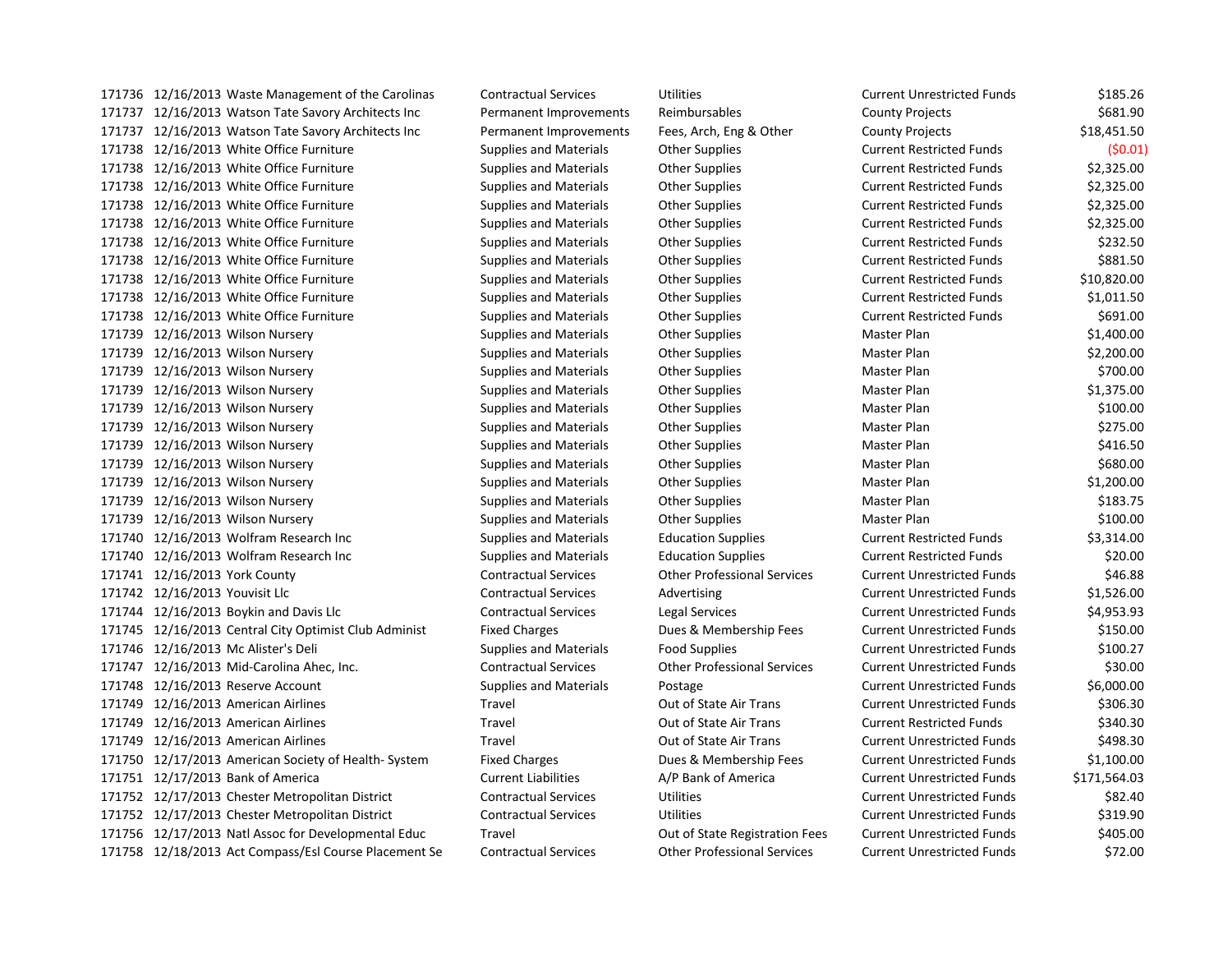| | | | | | | |
|---|---|---|---|---|---|---|
| 171736 | 12/16/2013 | Waste Management of the Carolinas | Contractual Services | Utilities | Current Unrestricted Funds | $185.26 |
| 171737 | 12/16/2013 | Watson Tate Savory Architects Inc | Permanent Improvements | Reimbursables | County Projects | $681.90 |
| 171737 | 12/16/2013 | Watson Tate Savory Architects Inc | Permanent Improvements | Fees, Arch, Eng & Other | County Projects | $18,451.50 |
| 171738 | 12/16/2013 | White Office Furniture | Supplies and Materials | Other Supplies | Current Restricted Funds | ($0.01) |
| 171738 | 12/16/2013 | White Office Furniture | Supplies and Materials | Other Supplies | Current Restricted Funds | $2,325.00 |
| 171738 | 12/16/2013 | White Office Furniture | Supplies and Materials | Other Supplies | Current Restricted Funds | $2,325.00 |
| 171738 | 12/16/2013 | White Office Furniture | Supplies and Materials | Other Supplies | Current Restricted Funds | $2,325.00 |
| 171738 | 12/16/2013 | White Office Furniture | Supplies and Materials | Other Supplies | Current Restricted Funds | $2,325.00 |
| 171738 | 12/16/2013 | White Office Furniture | Supplies and Materials | Other Supplies | Current Restricted Funds | $232.50 |
| 171738 | 12/16/2013 | White Office Furniture | Supplies and Materials | Other Supplies | Current Restricted Funds | $881.50 |
| 171738 | 12/16/2013 | White Office Furniture | Supplies and Materials | Other Supplies | Current Restricted Funds | $10,820.00 |
| 171738 | 12/16/2013 | White Office Furniture | Supplies and Materials | Other Supplies | Current Restricted Funds | $1,011.50 |
| 171738 | 12/16/2013 | White Office Furniture | Supplies and Materials | Other Supplies | Current Restricted Funds | $691.00 |
| 171739 | 12/16/2013 | Wilson Nursery | Supplies and Materials | Other Supplies | Master Plan | $1,400.00 |
| 171739 | 12/16/2013 | Wilson Nursery | Supplies and Materials | Other Supplies | Master Plan | $2,200.00 |
| 171739 | 12/16/2013 | Wilson Nursery | Supplies and Materials | Other Supplies | Master Plan | $700.00 |
| 171739 | 12/16/2013 | Wilson Nursery | Supplies and Materials | Other Supplies | Master Plan | $1,375.00 |
| 171739 | 12/16/2013 | Wilson Nursery | Supplies and Materials | Other Supplies | Master Plan | $100.00 |
| 171739 | 12/16/2013 | Wilson Nursery | Supplies and Materials | Other Supplies | Master Plan | $275.00 |
| 171739 | 12/16/2013 | Wilson Nursery | Supplies and Materials | Other Supplies | Master Plan | $416.50 |
| 171739 | 12/16/2013 | Wilson Nursery | Supplies and Materials | Other Supplies | Master Plan | $680.00 |
| 171739 | 12/16/2013 | Wilson Nursery | Supplies and Materials | Other Supplies | Master Plan | $1,200.00 |
| 171739 | 12/16/2013 | Wilson Nursery | Supplies and Materials | Other Supplies | Master Plan | $183.75 |
| 171739 | 12/16/2013 | Wilson Nursery | Supplies and Materials | Other Supplies | Master Plan | $100.00 |
| 171740 | 12/16/2013 | Wolfram Research Inc | Supplies and Materials | Education Supplies | Current Restricted Funds | $3,314.00 |
| 171740 | 12/16/2013 | Wolfram Research Inc | Supplies and Materials | Education Supplies | Current Restricted Funds | $20.00 |
| 171741 | 12/16/2013 | York County | Contractual Services | Other Professional Services | Current Unrestricted Funds | $46.88 |
| 171742 | 12/16/2013 | Youvisit Llc | Contractual Services | Advertising | Current Unrestricted Funds | $1,526.00 |
| 171744 | 12/16/2013 | Boykin and Davis Llc | Contractual Services | Legal Services | Current Unrestricted Funds | $4,953.93 |
| 171745 | 12/16/2013 | Central City Optimist Club Administ | Fixed Charges | Dues & Membership Fees | Current Unrestricted Funds | $150.00 |
| 171746 | 12/16/2013 | Mc Alister's Deli | Supplies and Materials | Food Supplies | Current Unrestricted Funds | $100.27 |
| 171747 | 12/16/2013 | Mid-Carolina Ahec, Inc. | Contractual Services | Other Professional Services | Current Unrestricted Funds | $30.00 |
| 171748 | 12/16/2013 | Reserve Account | Supplies and Materials | Postage | Current Unrestricted Funds | $6,000.00 |
| 171749 | 12/16/2013 | American Airlines | Travel | Out of State Air Trans | Current Unrestricted Funds | $306.30 |
| 171749 | 12/16/2013 | American Airlines | Travel | Out of State Air Trans | Current Restricted Funds | $340.30 |
| 171749 | 12/16/2013 | American Airlines | Travel | Out of State Air Trans | Current Unrestricted Funds | $498.30 |
| 171750 | 12/17/2013 | American Society of Health- System | Fixed Charges | Dues & Membership Fees | Current Unrestricted Funds | $1,100.00 |
| 171751 | 12/17/2013 | Bank of America | Current Liabilities | A/P Bank of America | Current Unrestricted Funds | $171,564.03 |
| 171752 | 12/17/2013 | Chester Metropolitan District | Contractual Services | Utilities | Current Unrestricted Funds | $82.40 |
| 171752 | 12/17/2013 | Chester Metropolitan District | Contractual Services | Utilities | Current Unrestricted Funds | $319.90 |
| 171756 | 12/17/2013 | Natl Assoc for Developmental Educ | Travel | Out of State Registration Fees | Current Unrestricted Funds | $405.00 |
| 171758 | 12/18/2013 | Act Compass/Esl Course Placement Se | Contractual Services | Other Professional Services | Current Unrestricted Funds | $72.00 |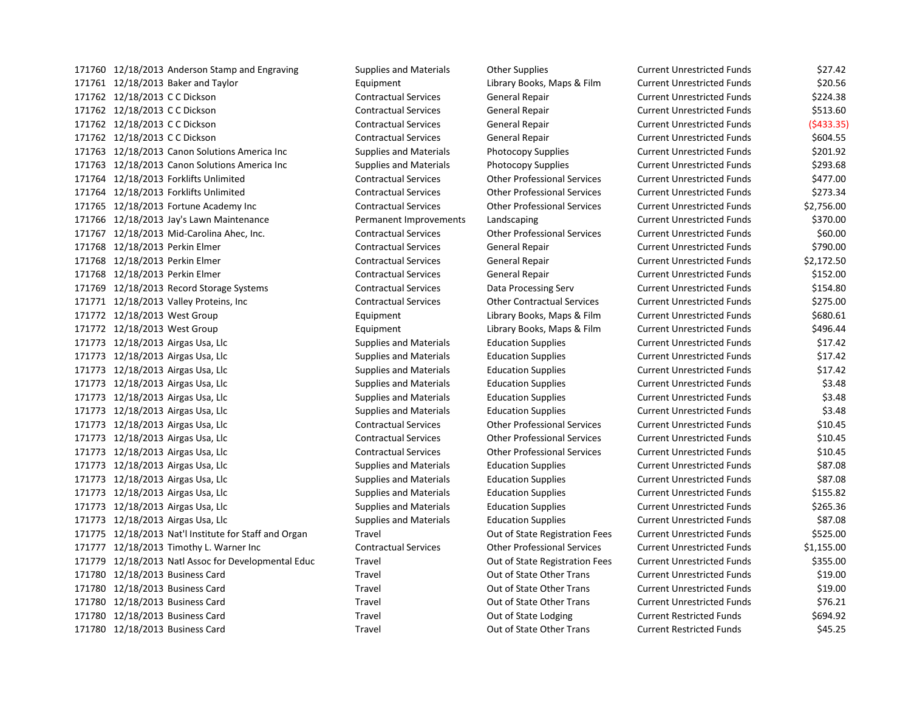| | | | | | | |
|---|---|---|---|---|---|---|
| 171760 | 12/18/2013 | Anderson Stamp and Engraving | Supplies and Materials | Other Supplies | Current Unrestricted Funds | $27.42 |
| 171761 | 12/18/2013 | Baker and Taylor | Equipment | Library Books, Maps & Film | Current Unrestricted Funds | $20.56 |
| 171762 | 12/18/2013 | C C Dickson | Contractual Services | General Repair | Current Unrestricted Funds | $224.38 |
| 171762 | 12/18/2013 | C C Dickson | Contractual Services | General Repair | Current Unrestricted Funds | $513.60 |
| 171762 | 12/18/2013 | C C Dickson | Contractual Services | General Repair | Current Unrestricted Funds | ($433.35) |
| 171762 | 12/18/2013 | C C Dickson | Contractual Services | General Repair | Current Unrestricted Funds | $604.55 |
| 171763 | 12/18/2013 | Canon Solutions America Inc | Supplies and Materials | Photocopy Supplies | Current Unrestricted Funds | $201.92 |
| 171763 | 12/18/2013 | Canon Solutions America Inc | Supplies and Materials | Photocopy Supplies | Current Unrestricted Funds | $293.68 |
| 171764 | 12/18/2013 | Forklifts Unlimited | Contractual Services | Other Professional Services | Current Unrestricted Funds | $477.00 |
| 171764 | 12/18/2013 | Forklifts Unlimited | Contractual Services | Other Professional Services | Current Unrestricted Funds | $273.34 |
| 171765 | 12/18/2013 | Fortune Academy Inc | Contractual Services | Other Professional Services | Current Unrestricted Funds | $2,756.00 |
| 171766 | 12/18/2013 | Jay's Lawn Maintenance | Permanent Improvements | Landscaping | Current Unrestricted Funds | $370.00 |
| 171767 | 12/18/2013 | Mid-Carolina Ahec, Inc. | Contractual Services | Other Professional Services | Current Unrestricted Funds | $60.00 |
| 171768 | 12/18/2013 | Perkin Elmer | Contractual Services | General Repair | Current Unrestricted Funds | $790.00 |
| 171768 | 12/18/2013 | Perkin Elmer | Contractual Services | General Repair | Current Unrestricted Funds | $2,172.50 |
| 171768 | 12/18/2013 | Perkin Elmer | Contractual Services | General Repair | Current Unrestricted Funds | $152.00 |
| 171769 | 12/18/2013 | Record Storage Systems | Contractual Services | Data Processing Serv | Current Unrestricted Funds | $154.80 |
| 171771 | 12/18/2013 | Valley Proteins, Inc | Contractual Services | Other Contractual Services | Current Unrestricted Funds | $275.00 |
| 171772 | 12/18/2013 | West Group | Equipment | Library Books, Maps & Film | Current Unrestricted Funds | $680.61 |
| 171772 | 12/18/2013 | West Group | Equipment | Library Books, Maps & Film | Current Unrestricted Funds | $496.44 |
| 171773 | 12/18/2013 | Airgas Usa, Llc | Supplies and Materials | Education Supplies | Current Unrestricted Funds | $17.42 |
| 171773 | 12/18/2013 | Airgas Usa, Llc | Supplies and Materials | Education Supplies | Current Unrestricted Funds | $17.42 |
| 171773 | 12/18/2013 | Airgas Usa, Llc | Supplies and Materials | Education Supplies | Current Unrestricted Funds | $17.42 |
| 171773 | 12/18/2013 | Airgas Usa, Llc | Supplies and Materials | Education Supplies | Current Unrestricted Funds | $3.48 |
| 171773 | 12/18/2013 | Airgas Usa, Llc | Supplies and Materials | Education Supplies | Current Unrestricted Funds | $3.48 |
| 171773 | 12/18/2013 | Airgas Usa, Llc | Supplies and Materials | Education Supplies | Current Unrestricted Funds | $3.48 |
| 171773 | 12/18/2013 | Airgas Usa, Llc | Contractual Services | Other Professional Services | Current Unrestricted Funds | $10.45 |
| 171773 | 12/18/2013 | Airgas Usa, Llc | Contractual Services | Other Professional Services | Current Unrestricted Funds | $10.45 |
| 171773 | 12/18/2013 | Airgas Usa, Llc | Contractual Services | Other Professional Services | Current Unrestricted Funds | $10.45 |
| 171773 | 12/18/2013 | Airgas Usa, Llc | Supplies and Materials | Education Supplies | Current Unrestricted Funds | $87.08 |
| 171773 | 12/18/2013 | Airgas Usa, Llc | Supplies and Materials | Education Supplies | Current Unrestricted Funds | $87.08 |
| 171773 | 12/18/2013 | Airgas Usa, Llc | Supplies and Materials | Education Supplies | Current Unrestricted Funds | $155.82 |
| 171773 | 12/18/2013 | Airgas Usa, Llc | Supplies and Materials | Education Supplies | Current Unrestricted Funds | $265.36 |
| 171773 | 12/18/2013 | Airgas Usa, Llc | Supplies and Materials | Education Supplies | Current Unrestricted Funds | $87.08 |
| 171775 | 12/18/2013 | Nat'l Institute for Staff and Organ | Travel | Out of State Registration Fees | Current Unrestricted Funds | $525.00 |
| 171777 | 12/18/2013 | Timothy L. Warner Inc | Contractual Services | Other Professional Services | Current Unrestricted Funds | $1,155.00 |
| 171779 | 12/18/2013 | Natl Assoc for Developmental Educ | Travel | Out of State Registration Fees | Current Unrestricted Funds | $355.00 |
| 171780 | 12/18/2013 | Business Card | Travel | Out of State Other Trans | Current Unrestricted Funds | $19.00 |
| 171780 | 12/18/2013 | Business Card | Travel | Out of State Other Trans | Current Unrestricted Funds | $19.00 |
| 171780 | 12/18/2013 | Business Card | Travel | Out of State Other Trans | Current Unrestricted Funds | $76.21 |
| 171780 | 12/18/2013 | Business Card | Travel | Out of State Lodging | Current Restricted Funds | $694.92 |
| 171780 | 12/18/2013 | Business Card | Travel | Out of State Other Trans | Current Restricted Funds | $45.25 |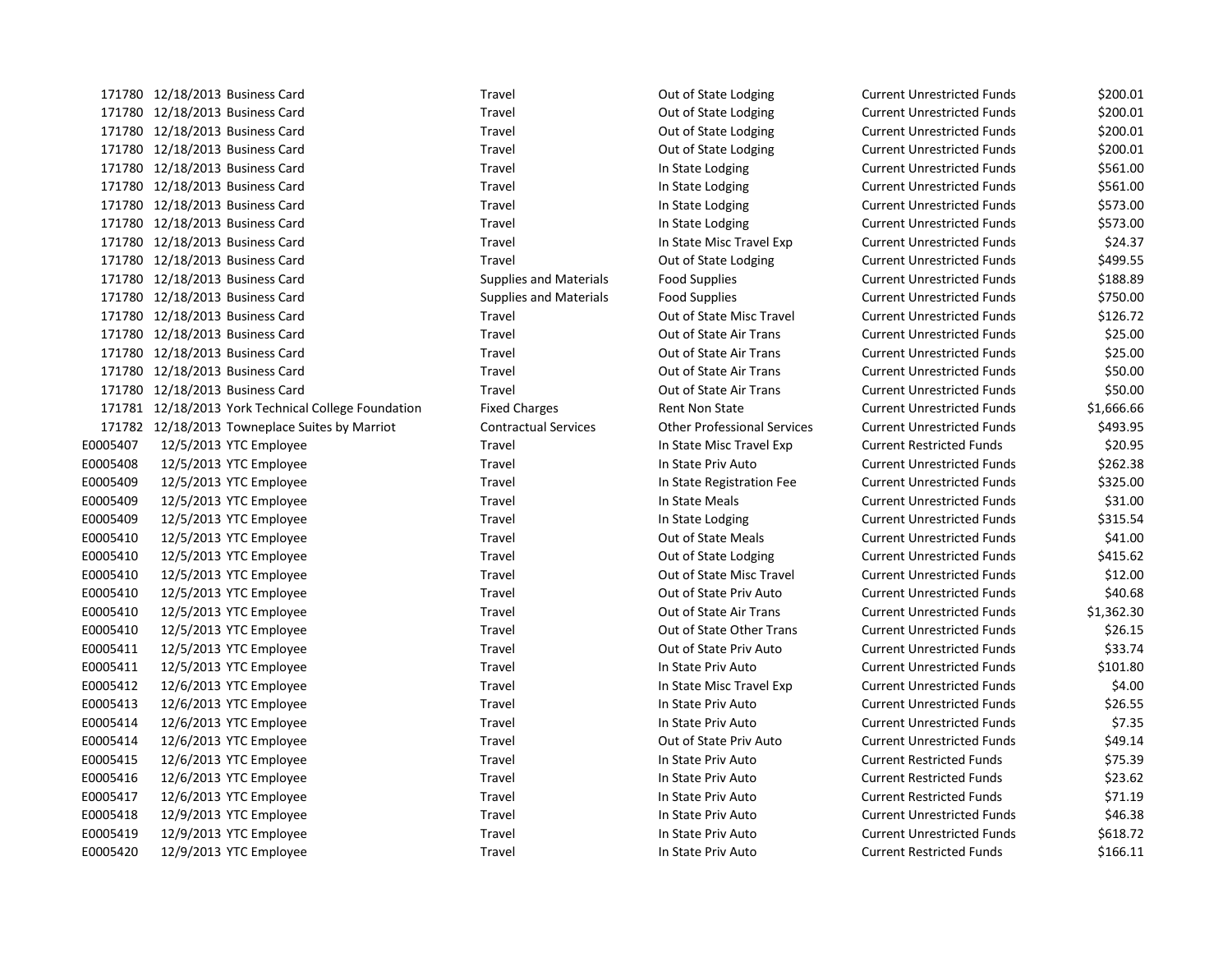| | | | | | | |
|---|---|---|---|---|---|---|
| 171780 | 12/18/2013 | Business Card | Travel | Out of State Lodging | Current Unrestricted Funds | $200.01 |
| 171780 | 12/18/2013 | Business Card | Travel | Out of State Lodging | Current Unrestricted Funds | $200.01 |
| 171780 | 12/18/2013 | Business Card | Travel | Out of State Lodging | Current Unrestricted Funds | $200.01 |
| 171780 | 12/18/2013 | Business Card | Travel | Out of State Lodging | Current Unrestricted Funds | $200.01 |
| 171780 | 12/18/2013 | Business Card | Travel | In State Lodging | Current Unrestricted Funds | $561.00 |
| 171780 | 12/18/2013 | Business Card | Travel | In State Lodging | Current Unrestricted Funds | $561.00 |
| 171780 | 12/18/2013 | Business Card | Travel | In State Lodging | Current Unrestricted Funds | $573.00 |
| 171780 | 12/18/2013 | Business Card | Travel | In State Lodging | Current Unrestricted Funds | $573.00 |
| 171780 | 12/18/2013 | Business Card | Travel | In State Misc Travel Exp | Current Unrestricted Funds | $24.37 |
| 171780 | 12/18/2013 | Business Card | Travel | Out of State Lodging | Current Unrestricted Funds | $499.55 |
| 171780 | 12/18/2013 | Business Card | Supplies and Materials | Food Supplies | Current Unrestricted Funds | $188.89 |
| 171780 | 12/18/2013 | Business Card | Supplies and Materials | Food Supplies | Current Unrestricted Funds | $750.00 |
| 171780 | 12/18/2013 | Business Card | Travel | Out of State Misc Travel | Current Unrestricted Funds | $126.72 |
| 171780 | 12/18/2013 | Business Card | Travel | Out of State Air Trans | Current Unrestricted Funds | $25.00 |
| 171780 | 12/18/2013 | Business Card | Travel | Out of State Air Trans | Current Unrestricted Funds | $25.00 |
| 171780 | 12/18/2013 | Business Card | Travel | Out of State Air Trans | Current Unrestricted Funds | $50.00 |
| 171780 | 12/18/2013 | Business Card | Travel | Out of State Air Trans | Current Unrestricted Funds | $50.00 |
| 171781 | 12/18/2013 | York Technical College Foundation | Fixed Charges | Rent Non State | Current Unrestricted Funds | $1,666.66 |
| 171782 | 12/18/2013 | Towneplace Suites by Marriot | Contractual Services | Other Professional Services | Current Unrestricted Funds | $493.95 |
| E0005407 | 12/5/2013 | YTC Employee | Travel | In State Misc Travel Exp | Current Restricted Funds | $20.95 |
| E0005408 | 12/5/2013 | YTC Employee | Travel | In State Priv Auto | Current Unrestricted Funds | $262.38 |
| E0005409 | 12/5/2013 | YTC Employee | Travel | In State Registration Fee | Current Unrestricted Funds | $325.00 |
| E0005409 | 12/5/2013 | YTC Employee | Travel | In State Meals | Current Unrestricted Funds | $31.00 |
| E0005409 | 12/5/2013 | YTC Employee | Travel | In State Lodging | Current Unrestricted Funds | $315.54 |
| E0005410 | 12/5/2013 | YTC Employee | Travel | Out of State Meals | Current Unrestricted Funds | $41.00 |
| E0005410 | 12/5/2013 | YTC Employee | Travel | Out of State Lodging | Current Unrestricted Funds | $415.62 |
| E0005410 | 12/5/2013 | YTC Employee | Travel | Out of State Misc Travel | Current Unrestricted Funds | $12.00 |
| E0005410 | 12/5/2013 | YTC Employee | Travel | Out of State Priv Auto | Current Unrestricted Funds | $40.68 |
| E0005410 | 12/5/2013 | YTC Employee | Travel | Out of State Air Trans | Current Unrestricted Funds | $1,362.30 |
| E0005410 | 12/5/2013 | YTC Employee | Travel | Out of State Other Trans | Current Unrestricted Funds | $26.15 |
| E0005411 | 12/5/2013 | YTC Employee | Travel | Out of State Priv Auto | Current Unrestricted Funds | $33.74 |
| E0005411 | 12/5/2013 | YTC Employee | Travel | In State Priv Auto | Current Unrestricted Funds | $101.80 |
| E0005412 | 12/6/2013 | YTC Employee | Travel | In State Misc Travel Exp | Current Unrestricted Funds | $4.00 |
| E0005413 | 12/6/2013 | YTC Employee | Travel | In State Priv Auto | Current Unrestricted Funds | $26.55 |
| E0005414 | 12/6/2013 | YTC Employee | Travel | In State Priv Auto | Current Unrestricted Funds | $7.35 |
| E0005414 | 12/6/2013 | YTC Employee | Travel | Out of State Priv Auto | Current Unrestricted Funds | $49.14 |
| E0005415 | 12/6/2013 | YTC Employee | Travel | In State Priv Auto | Current Restricted Funds | $75.39 |
| E0005416 | 12/6/2013 | YTC Employee | Travel | In State Priv Auto | Current Restricted Funds | $23.62 |
| E0005417 | 12/6/2013 | YTC Employee | Travel | In State Priv Auto | Current Restricted Funds | $71.19 |
| E0005418 | 12/9/2013 | YTC Employee | Travel | In State Priv Auto | Current Unrestricted Funds | $46.38 |
| E0005419 | 12/9/2013 | YTC Employee | Travel | In State Priv Auto | Current Unrestricted Funds | $618.72 |
| E0005420 | 12/9/2013 | YTC Employee | Travel | In State Priv Auto | Current Restricted Funds | $166.11 |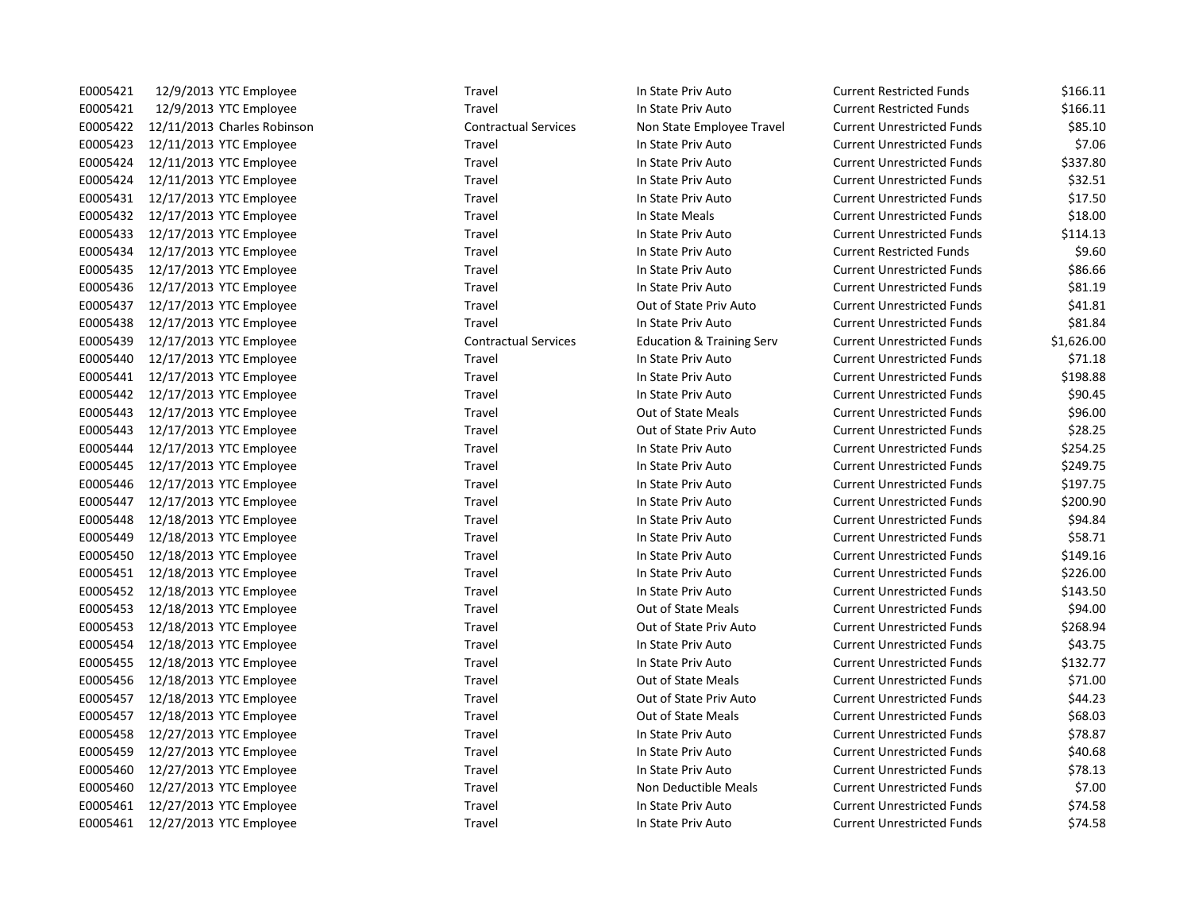| | | | | | | |
|---|---|---|---|---|---|---|
| E0005421 | 12/9/2013 | YTC Employee | Travel | In State Priv Auto | Current Restricted Funds | $166.11 |
| E0005421 | 12/9/2013 | YTC Employee | Travel | In State Priv Auto | Current Restricted Funds | $166.11 |
| E0005422 | 12/11/2013 | Charles Robinson | Contractual Services | Non State Employee Travel | Current Unrestricted Funds | $85.10 |
| E0005423 | 12/11/2013 | YTC Employee | Travel | In State Priv Auto | Current Unrestricted Funds | $7.06 |
| E0005424 | 12/11/2013 | YTC Employee | Travel | In State Priv Auto | Current Unrestricted Funds | $337.80 |
| E0005424 | 12/11/2013 | YTC Employee | Travel | In State Priv Auto | Current Unrestricted Funds | $32.51 |
| E0005431 | 12/17/2013 | YTC Employee | Travel | In State Priv Auto | Current Unrestricted Funds | $17.50 |
| E0005432 | 12/17/2013 | YTC Employee | Travel | In State Meals | Current Unrestricted Funds | $18.00 |
| E0005433 | 12/17/2013 | YTC Employee | Travel | In State Priv Auto | Current Unrestricted Funds | $114.13 |
| E0005434 | 12/17/2013 | YTC Employee | Travel | In State Priv Auto | Current Restricted Funds | $9.60 |
| E0005435 | 12/17/2013 | YTC Employee | Travel | In State Priv Auto | Current Unrestricted Funds | $86.66 |
| E0005436 | 12/17/2013 | YTC Employee | Travel | In State Priv Auto | Current Unrestricted Funds | $81.19 |
| E0005437 | 12/17/2013 | YTC Employee | Travel | Out of State Priv Auto | Current Unrestricted Funds | $41.81 |
| E0005438 | 12/17/2013 | YTC Employee | Travel | In State Priv Auto | Current Unrestricted Funds | $81.84 |
| E0005439 | 12/17/2013 | YTC Employee | Contractual Services | Education & Training Serv | Current Unrestricted Funds | $1,626.00 |
| E0005440 | 12/17/2013 | YTC Employee | Travel | In State Priv Auto | Current Unrestricted Funds | $71.18 |
| E0005441 | 12/17/2013 | YTC Employee | Travel | In State Priv Auto | Current Unrestricted Funds | $198.88 |
| E0005442 | 12/17/2013 | YTC Employee | Travel | In State Priv Auto | Current Unrestricted Funds | $90.45 |
| E0005443 | 12/17/2013 | YTC Employee | Travel | Out of State Meals | Current Unrestricted Funds | $96.00 |
| E0005443 | 12/17/2013 | YTC Employee | Travel | Out of State Priv Auto | Current Unrestricted Funds | $28.25 |
| E0005444 | 12/17/2013 | YTC Employee | Travel | In State Priv Auto | Current Unrestricted Funds | $254.25 |
| E0005445 | 12/17/2013 | YTC Employee | Travel | In State Priv Auto | Current Unrestricted Funds | $249.75 |
| E0005446 | 12/17/2013 | YTC Employee | Travel | In State Priv Auto | Current Unrestricted Funds | $197.75 |
| E0005447 | 12/17/2013 | YTC Employee | Travel | In State Priv Auto | Current Unrestricted Funds | $200.90 |
| E0005448 | 12/18/2013 | YTC Employee | Travel | In State Priv Auto | Current Unrestricted Funds | $94.84 |
| E0005449 | 12/18/2013 | YTC Employee | Travel | In State Priv Auto | Current Unrestricted Funds | $58.71 |
| E0005450 | 12/18/2013 | YTC Employee | Travel | In State Priv Auto | Current Unrestricted Funds | $149.16 |
| E0005451 | 12/18/2013 | YTC Employee | Travel | In State Priv Auto | Current Unrestricted Funds | $226.00 |
| E0005452 | 12/18/2013 | YTC Employee | Travel | In State Priv Auto | Current Unrestricted Funds | $143.50 |
| E0005453 | 12/18/2013 | YTC Employee | Travel | Out of State Meals | Current Unrestricted Funds | $94.00 |
| E0005453 | 12/18/2013 | YTC Employee | Travel | Out of State Priv Auto | Current Unrestricted Funds | $268.94 |
| E0005454 | 12/18/2013 | YTC Employee | Travel | In State Priv Auto | Current Unrestricted Funds | $43.75 |
| E0005455 | 12/18/2013 | YTC Employee | Travel | In State Priv Auto | Current Unrestricted Funds | $132.77 |
| E0005456 | 12/18/2013 | YTC Employee | Travel | Out of State Meals | Current Unrestricted Funds | $71.00 |
| E0005457 | 12/18/2013 | YTC Employee | Travel | Out of State Priv Auto | Current Unrestricted Funds | $44.23 |
| E0005457 | 12/18/2013 | YTC Employee | Travel | Out of State Meals | Current Unrestricted Funds | $68.03 |
| E0005458 | 12/27/2013 | YTC Employee | Travel | In State Priv Auto | Current Unrestricted Funds | $78.87 |
| E0005459 | 12/27/2013 | YTC Employee | Travel | In State Priv Auto | Current Unrestricted Funds | $40.68 |
| E0005460 | 12/27/2013 | YTC Employee | Travel | In State Priv Auto | Current Unrestricted Funds | $78.13 |
| E0005460 | 12/27/2013 | YTC Employee | Travel | Non Deductible Meals | Current Unrestricted Funds | $7.00 |
| E0005461 | 12/27/2013 | YTC Employee | Travel | In State Priv Auto | Current Unrestricted Funds | $74.58 |
| E0005461 | 12/27/2013 | YTC Employee | Travel | In State Priv Auto | Current Unrestricted Funds | $74.58 |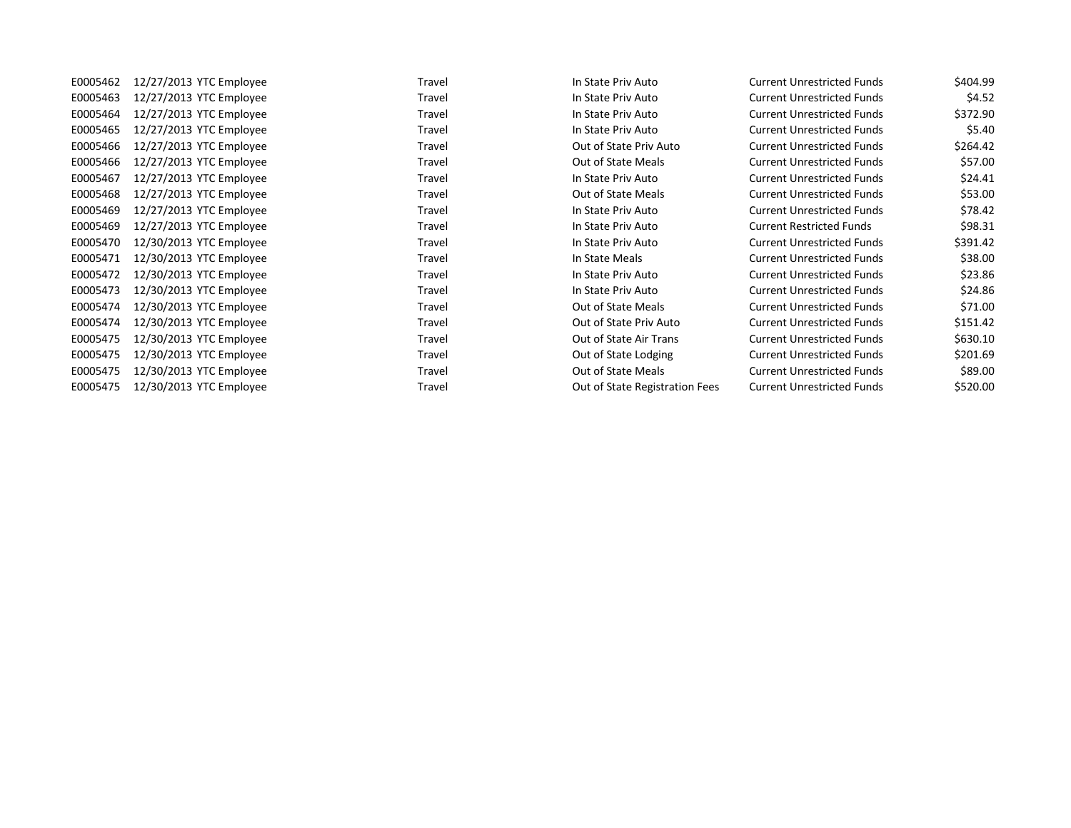| | | | | | | |
|---|---|---|---|---|---|---|
| E0005462 | 12/27/2013 | YTC Employee | Travel | In State Priv Auto | Current Unrestricted Funds | $404.99 |
| E0005463 | 12/27/2013 | YTC Employee | Travel | In State Priv Auto | Current Unrestricted Funds | $4.52 |
| E0005464 | 12/27/2013 | YTC Employee | Travel | In State Priv Auto | Current Unrestricted Funds | $372.90 |
| E0005465 | 12/27/2013 | YTC Employee | Travel | In State Priv Auto | Current Unrestricted Funds | $5.40 |
| E0005466 | 12/27/2013 | YTC Employee | Travel | Out of State Priv Auto | Current Unrestricted Funds | $264.42 |
| E0005466 | 12/27/2013 | YTC Employee | Travel | Out of State Meals | Current Unrestricted Funds | $57.00 |
| E0005467 | 12/27/2013 | YTC Employee | Travel | In State Priv Auto | Current Unrestricted Funds | $24.41 |
| E0005468 | 12/27/2013 | YTC Employee | Travel | Out of State Meals | Current Unrestricted Funds | $53.00 |
| E0005469 | 12/27/2013 | YTC Employee | Travel | In State Priv Auto | Current Unrestricted Funds | $78.42 |
| E0005469 | 12/27/2013 | YTC Employee | Travel | In State Priv Auto | Current Restricted Funds | $98.31 |
| E0005470 | 12/30/2013 | YTC Employee | Travel | In State Priv Auto | Current Unrestricted Funds | $391.42 |
| E0005471 | 12/30/2013 | YTC Employee | Travel | In State Meals | Current Unrestricted Funds | $38.00 |
| E0005472 | 12/30/2013 | YTC Employee | Travel | In State Priv Auto | Current Unrestricted Funds | $23.86 |
| E0005473 | 12/30/2013 | YTC Employee | Travel | In State Priv Auto | Current Unrestricted Funds | $24.86 |
| E0005474 | 12/30/2013 | YTC Employee | Travel | Out of State Meals | Current Unrestricted Funds | $71.00 |
| E0005474 | 12/30/2013 | YTC Employee | Travel | Out of State Priv Auto | Current Unrestricted Funds | $151.42 |
| E0005475 | 12/30/2013 | YTC Employee | Travel | Out of State Air Trans | Current Unrestricted Funds | $630.10 |
| E0005475 | 12/30/2013 | YTC Employee | Travel | Out of State Lodging | Current Unrestricted Funds | $201.69 |
| E0005475 | 12/30/2013 | YTC Employee | Travel | Out of State Meals | Current Unrestricted Funds | $89.00 |
| E0005475 | 12/30/2013 | YTC Employee | Travel | Out of State Registration Fees | Current Unrestricted Funds | $520.00 |